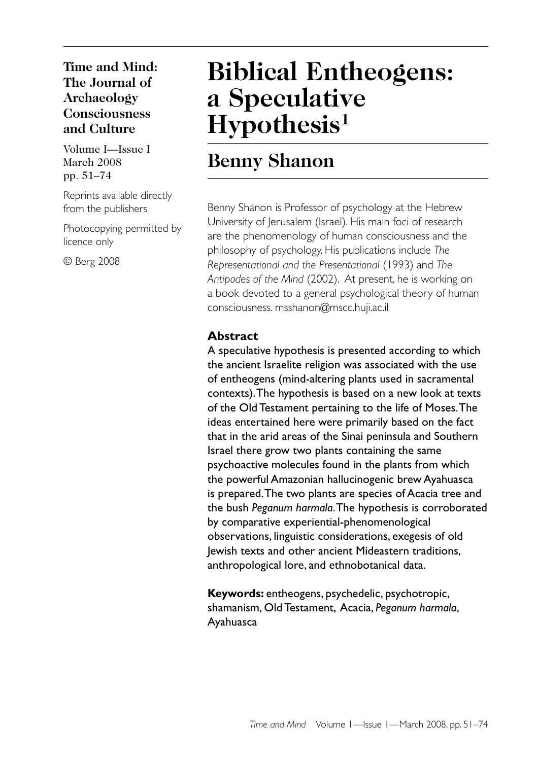**Time and Mind: The Journal of Archaeology Consciousness and Culture**

Volume I—Issue I
March 2008
pp. 51–74

Reprints available directly from the publishers

Photocopying permitted by licence only

© Berg 2008

# Biblical Entheogens: a Speculative Hypothesis[1]

## Benny Shanon

Benny Shanon is Professor of psychology at the Hebrew University of Jerusalem (Israel). His main foci of research are the phenomenology of human consciousness and the philosophy of psychology. His publications include *The Representational and the Presentational* (1993) and *The Antipodes of the Mind* (2002). At present, he is working on a book devoted to a general psychological theory of human consciousness. msshanon@mscc.huji.ac.il

### Abstract

A speculative hypothesis is presented according to which the ancient Israelite religion was associated with the use of entheogens (mind-altering plants used in sacramental contexts). The hypothesis is based on a new look at texts of the Old Testament pertaining to the life of Moses. The ideas entertained here were primarily based on the fact that in the arid areas of the Sinai peninsula and Southern Israel there grow two plants containing the same psychoactive molecules found in the plants from which the powerful Amazonian hallucinogenic brew Ayahuasca is prepared. The two plants are species of Acacia tree and the bush *Peganum harmala*. The hypothesis is corroborated by comparative experiential-phenomenological observations, linguistic considerations, exegesis of old Jewish texts and other ancient Mideastern traditions, anthropological lore, and ethnobotanical data.

**Keywords:** entheogens, psychedelic, psychotropic, shamanism, Old Testament, Acacia, *Peganum harmala*, Ayahuasca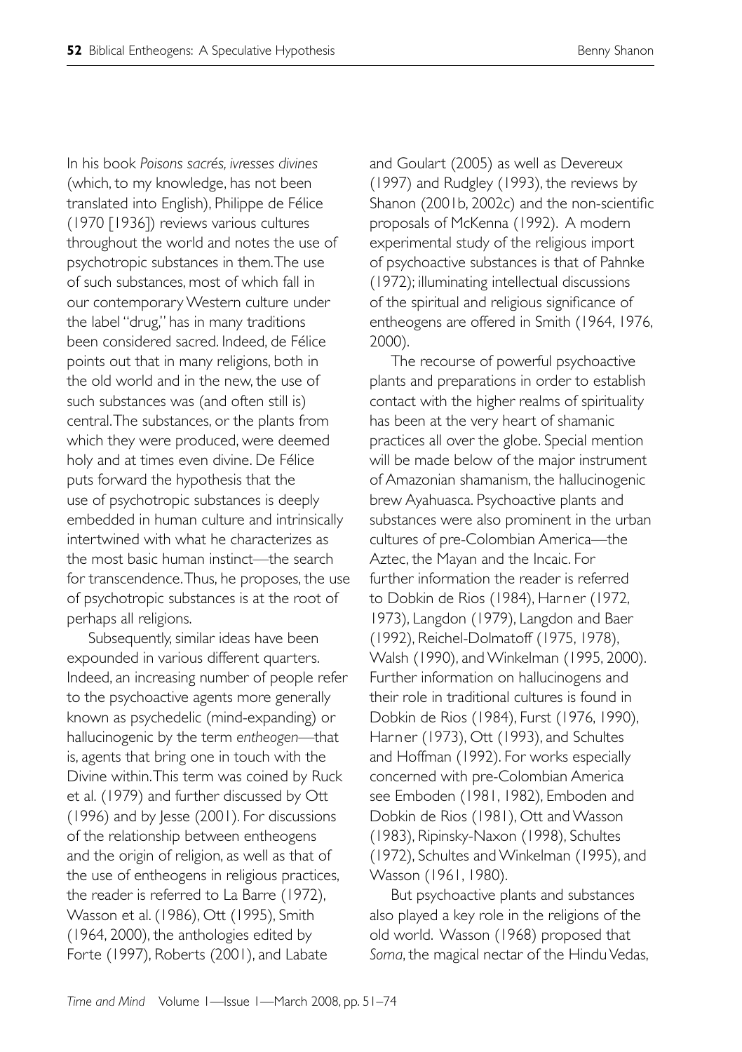In his book *Poisons sacrés, ivresses divines* (which, to my knowledge, has not been translated into English), Philippe de Félice (1970 [1936]) reviews various cultures throughout the world and notes the use of psychotropic substances in them. The use of such substances, most of which fall in our contemporary Western culture under the label "drug," has in many traditions been considered sacred. Indeed, de Félice points out that in many religions, both in the old world and in the new, the use of such substances was (and often still is) central. The substances, or the plants from which they were produced, were deemed holy and at times even divine. De Félice puts forward the hypothesis that the use of psychotropic substances is deeply embedded in human culture and intrinsically intertwined with what he characterizes as the most basic human instinct—the search for transcendence. Thus, he proposes, the use of psychotropic substances is at the root of perhaps all religions.

Subsequently, similar ideas have been expounded in various different quarters. Indeed, an increasing number of people refer to the psychoactive agents more generally known as psychedelic (mind-expanding) or hallucinogenic by the term *entheogen*—that is, agents that bring one in touch with the Divine within. This term was coined by Ruck et al. (1979) and further discussed by Ott (1996) and by Jesse (2001). For discussions of the relationship between entheogens and the origin of religion, as well as that of the use of entheogens in religious practices, the reader is referred to La Barre (1972), Wasson et al. (1986), Ott (1995), Smith (1964, 2000), the anthologies edited by Forte (1997), Roberts (2001), and Labate and Goulart (2005) as well as Devereux (1997) and Rudgley (1993), the reviews by Shanon (2001b, 2002c) and the non-scientific proposals of McKenna (1992). A modern experimental study of the religious import of psychoactive substances is that of Pahnke (1972); illuminating intellectual discussions of the spiritual and religious significance of entheogens are offered in Smith (1964, 1976, 2000).

The recourse of powerful psychoactive plants and preparations in order to establish contact with the higher realms of spirituality has been at the very heart of shamanic practices all over the globe. Special mention will be made below of the major instrument of Amazonian shamanism, the hallucinogenic brew Ayahuasca. Psychoactive plants and substances were also prominent in the urban cultures of pre-Colombian America—the Aztec, the Mayan and the Incaic. For further information the reader is referred to Dobkin de Rios (1984), Harner (1972, 1973), Langdon (1979), Langdon and Baer (1992), Reichel-Dolmatoff (1975, 1978), Walsh (1990), and Winkelman (1995, 2000). Further information on hallucinogens and their role in traditional cultures is found in Dobkin de Rios (1984), Furst (1976, 1990), Harner (1973), Ott (1993), and Schultes and Hoffman (1992). For works especially concerned with pre-Colombian America see Emboden (1981, 1982), Emboden and Dobkin de Rios (1981), Ott and Wasson (1983), Ripinsky-Naxon (1998), Schultes (1972), Schultes and Winkelman (1995), and Wasson (1961, 1980).

But psychoactive plants and substances also played a key role in the religions of the old world. Wasson (1968) proposed that *Soma*, the magical nectar of the Hindu Vedas,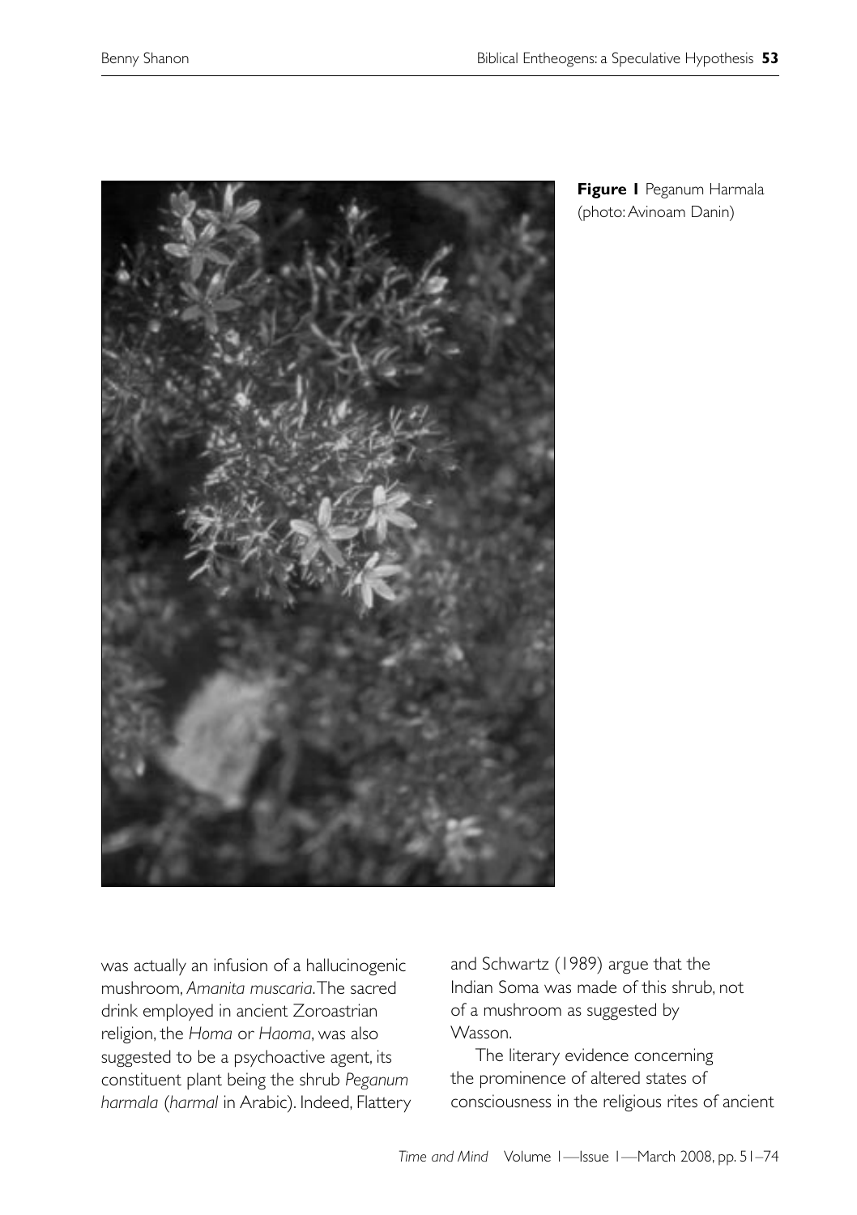**Figure 1** Peganum Harmala (photo: Avinoam Danin)

was actually an infusion of a hallucinogenic mushroom, *Amanita muscaria*. The sacred drink employed in ancient Zoroastrian religion, the *Homa* or *Haoma*, was also suggested to be a psychoactive agent, its constituent plant being the shrub *Peganum harmala* (*harmal* in Arabic). Indeed, Flattery and Schwartz (1989) argue that the Indian Soma was made of this shrub, not of a mushroom as suggested by Wasson.

The literary evidence concerning the prominence of altered states of consciousness in the religious rites of ancient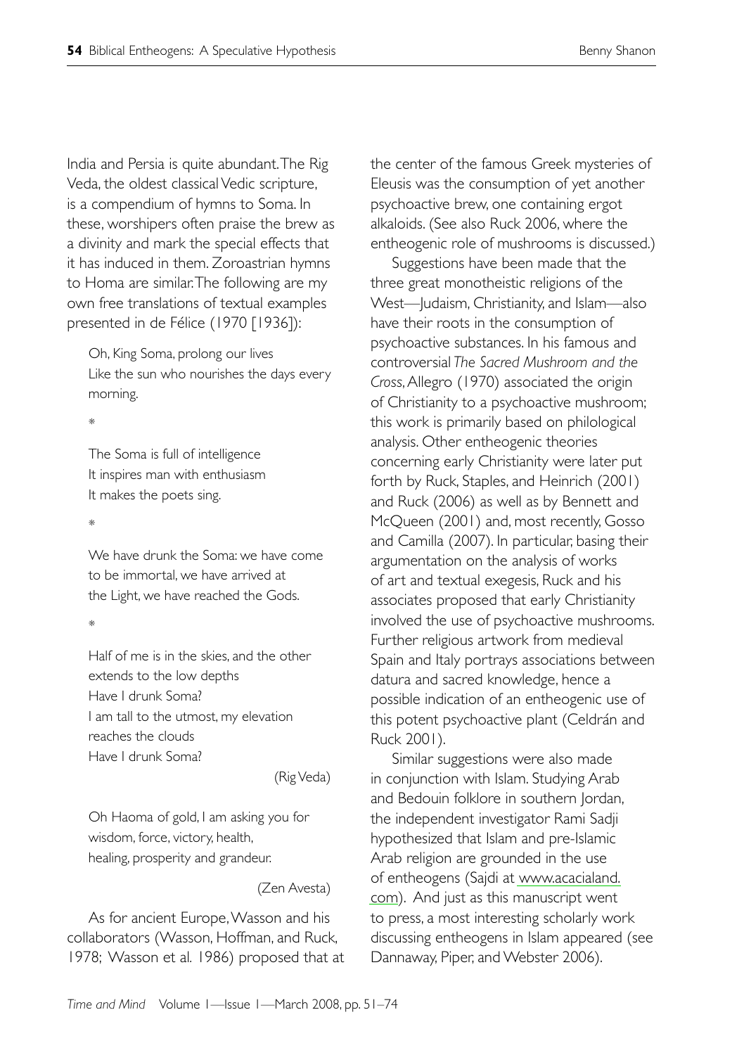India and Persia is quite abundant. The Rig Veda, the oldest classical Vedic scripture, is a compendium of hymns to Soma. In these, worshipers often praise the brew as a divinity and mark the special effects that it has induced in them. Zoroastrian hymns to Homa are similar. The following are my own free translations of textual examples presented in de Félice (1970 [1936]):

> Oh, King Soma, prolong our lives
> Like the sun who nourishes the days every morning.
>
> \*
>
> The Soma is full of intelligence
> It inspires man with enthusiasm
> It makes the poets sing.
>
> \*
>
> We have drunk the Soma: we have come to be immortal, we have arrived at the Light, we have reached the Gods.
>
> \*
>
> Half of me is in the skies, and the other extends to the low depths
> Have I drunk Soma?
> I am tall to the utmost, my elevation reaches the clouds
> Have I drunk Soma?
>
> (Rig Veda)

> Oh Haoma of gold, I am asking you for wisdom, force, victory, health, healing, prosperity and grandeur.
>
> (Zen Avesta)

As for ancient Europe, Wasson and his collaborators (Wasson, Hoffman, and Ruck, 1978; Wasson et al. 1986) proposed that at the center of the famous Greek mysteries of Eleusis was the consumption of yet another psychoactive brew, one containing ergot alkaloids. (See also Ruck 2006, where the entheogenic role of mushrooms is discussed.)

Suggestions have been made that the three great monotheistic religions of the West—Judaism, Christianity, and Islam—also have their roots in the consumption of psychoactive substances. In his famous and controversial *The Sacred Mushroom and the Cross*, Allegro (1970) associated the origin of Christianity to a psychoactive mushroom; this work is primarily based on philological analysis. Other entheogenic theories concerning early Christianity were later put forth by Ruck, Staples, and Heinrich (2001) and Ruck (2006) as well as by Bennett and McQueen (2001) and, most recently, Gosso and Camilla (2007). In particular, basing their argumentation on the analysis of works of art and textual exegesis, Ruck and his associates proposed that early Christianity involved the use of psychoactive mushrooms. Further religious artwork from medieval Spain and Italy portrays associations between datura and sacred knowledge, hence a possible indication of an entheogenic use of this potent psychoactive plant (Celdrán and Ruck 2001).

Similar suggestions were also made in conjunction with Islam. Studying Arab and Bedouin folklore in southern Jordan, the independent investigator Rami Sadji hypothesized that Islam and pre-Islamic Arab religion are grounded in the use of entheogens (Sajdi at www.acacialand.com). And just as this manuscript went to press, a most interesting scholarly work discussing entheogens in Islam appeared (see Dannaway, Piper, and Webster 2006).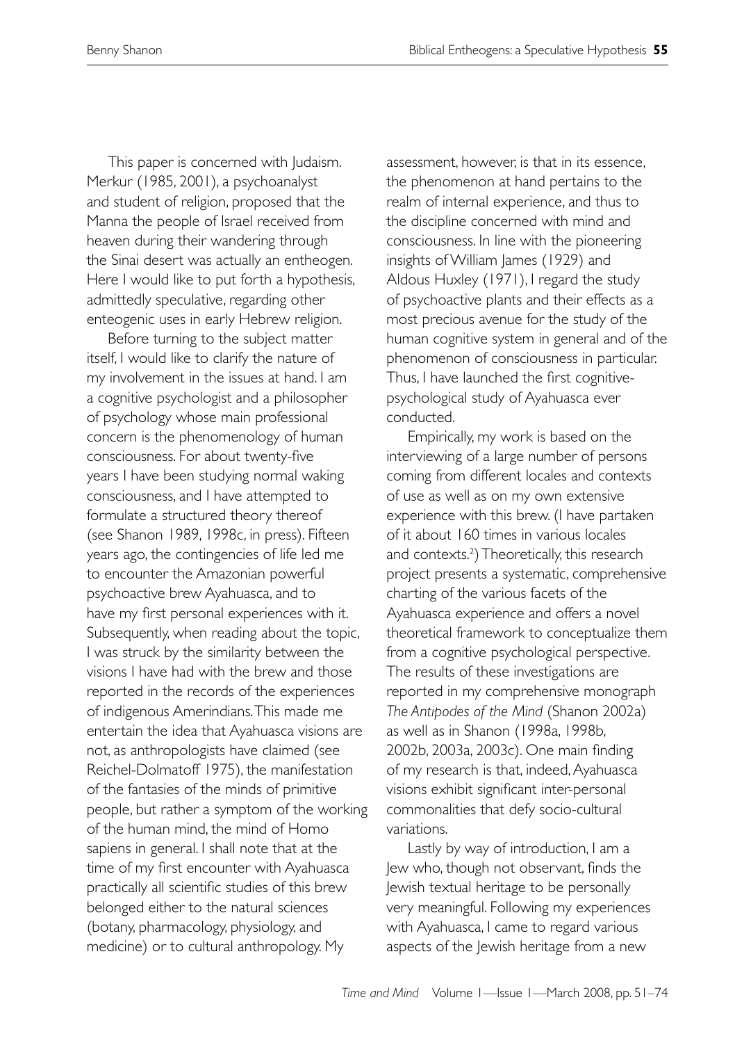This paper is concerned with Judaism. Merkur (1985, 2001), a psychoanalyst and student of religion, proposed that the Manna the people of Israel received from heaven during their wandering through the Sinai desert was actually an entheogen. Here I would like to put forth a hypothesis, admittedly speculative, regarding other enteogenic uses in early Hebrew religion.

Before turning to the subject matter itself, I would like to clarify the nature of my involvement in the issues at hand. I am a cognitive psychologist and a philosopher of psychology whose main professional concern is the phenomenology of human consciousness. For about twenty-five years I have been studying normal waking consciousness, and I have attempted to formulate a structured theory thereof (see Shanon 1989, 1998c, in press). Fifteen years ago, the contingencies of life led me to encounter the Amazonian powerful psychoactive brew Ayahuasca, and to have my first personal experiences with it. Subsequently, when reading about the topic, I was struck by the similarity between the visions I have had with the brew and those reported in the records of the experiences of indigenous Amerindians. This made me entertain the idea that Ayahuasca visions are not, as anthropologists have claimed (see Reichel-Dolmatoff 1975), the manifestation of the fantasies of the minds of primitive people, but rather a symptom of the working of the human mind, the mind of Homo sapiens in general. I shall note that at the time of my first encounter with Ayahuasca practically all scientific studies of this brew belonged either to the natural sciences (botany, pharmacology, physiology, and medicine) or to cultural anthropology. My assessment, however, is that in its essence, the phenomenon at hand pertains to the realm of internal experience, and thus to the discipline concerned with mind and consciousness. In line with the pioneering insights of William James (1929) and Aldous Huxley (1971), I regard the study of psychoactive plants and their effects as a most precious avenue for the study of the human cognitive system in general and of the phenomenon of consciousness in particular. Thus, I have launched the first cognitive-psychological study of Ayahuasca ever conducted.

Empirically, my work is based on the interviewing of a large number of persons coming from different locales and contexts of use as well as on my own extensive experience with this brew. (I have partaken of it about 160 times in various locales and contexts.[2]) Theoretically, this research project presents a systematic, comprehensive charting of the various facets of the Ayahuasca experience and offers a novel theoretical framework to conceptualize them from a cognitive psychological perspective. The results of these investigations are reported in my comprehensive monograph *The Antipodes of the Mind* (Shanon 2002a) as well as in Shanon (1998a, 1998b, 2002b, 2003a, 2003c). One main finding of my research is that, indeed, Ayahuasca visions exhibit significant inter-personal commonalities that defy socio-cultural variations.

Lastly by way of introduction, I am a Jew who, though not observant, finds the Jewish textual heritage to be personally very meaningful. Following my experiences with Ayahuasca, I came to regard various aspects of the Jewish heritage from a new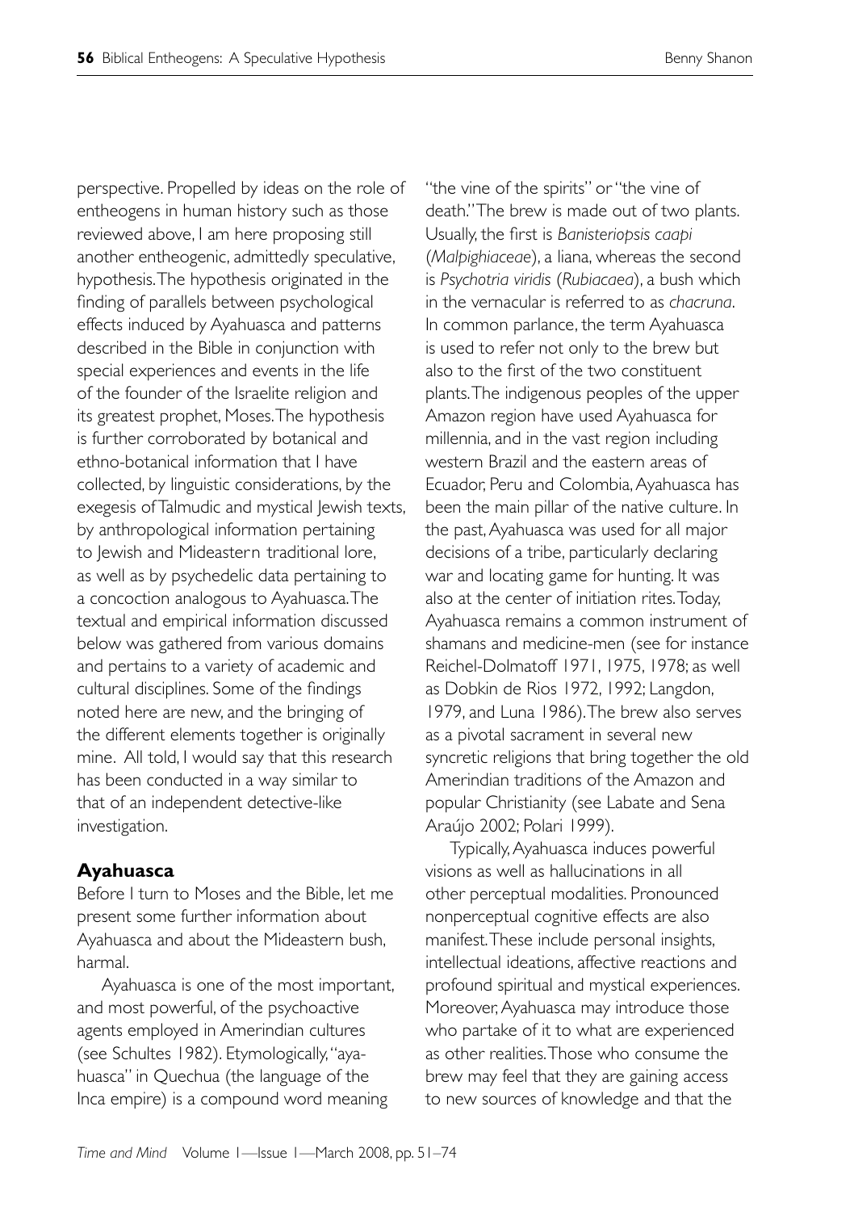perspective. Propelled by ideas on the role of entheogens in human history such as those reviewed above, I am here proposing still another entheogenic, admittedly speculative, hypothesis. The hypothesis originated in the finding of parallels between psychological effects induced by Ayahuasca and patterns described in the Bible in conjunction with special experiences and events in the life of the founder of the Israelite religion and its greatest prophet, Moses. The hypothesis is further corroborated by botanical and ethno-botanical information that I have collected, by linguistic considerations, by the exegesis of Talmudic and mystical Jewish texts, by anthropological information pertaining to Jewish and Mideastern traditional lore, as well as by psychedelic data pertaining to a concoction analogous to Ayahuasca. The textual and empirical information discussed below was gathered from various domains and pertains to a variety of academic and cultural disciplines. Some of the findings noted here are new, and the bringing of the different elements together is originally mine. All told, I would say that this research has been conducted in a way similar to that of an independent detective-like investigation.

## Ayahuasca

Before I turn to Moses and the Bible, let me present some further information about Ayahuasca and about the Mideastern bush, harmal.

Ayahuasca is one of the most important, and most powerful, of the psychoactive agents employed in Amerindian cultures (see Schultes 1982). Etymologically, "aya-huasca" in Quechua (the language of the Inca empire) is a compound word meaning "the vine of the spirits" or "the vine of death." The brew is made out of two plants. Usually, the first is *Banisteriopsis caapi* (*Malpighiaceae*), a liana, whereas the second is *Psychotria viridis* (*Rubiacaea*), a bush which in the vernacular is referred to as *chacruna*. In common parlance, the term Ayahuasca is used to refer not only to the brew but also to the first of the two constituent plants. The indigenous peoples of the upper Amazon region have used Ayahuasca for millennia, and in the vast region including western Brazil and the eastern areas of Ecuador, Peru and Colombia, Ayahuasca has been the main pillar of the native culture. In the past, Ayahuasca was used for all major decisions of a tribe, particularly declaring war and locating game for hunting. It was also at the center of initiation rites. Today, Ayahuasca remains a common instrument of shamans and medicine-men (see for instance Reichel-Dolmatoff 1971, 1975, 1978; as well as Dobkin de Rios 1972, 1992; Langdon, 1979, and Luna 1986). The brew also serves as a pivotal sacrament in several new syncretic religions that bring together the old Amerindian traditions of the Amazon and popular Christianity (see Labate and Sena Araújo 2002; Polari 1999).

Typically, Ayahuasca induces powerful visions as well as hallucinations in all other perceptual modalities. Pronounced nonperceptual cognitive effects are also manifest. These include personal insights, intellectual ideations, affective reactions and profound spiritual and mystical experiences. Moreover, Ayahuasca may introduce those who partake of it to what are experienced as other realities. Those who consume the brew may feel that they are gaining access to new sources of knowledge and that the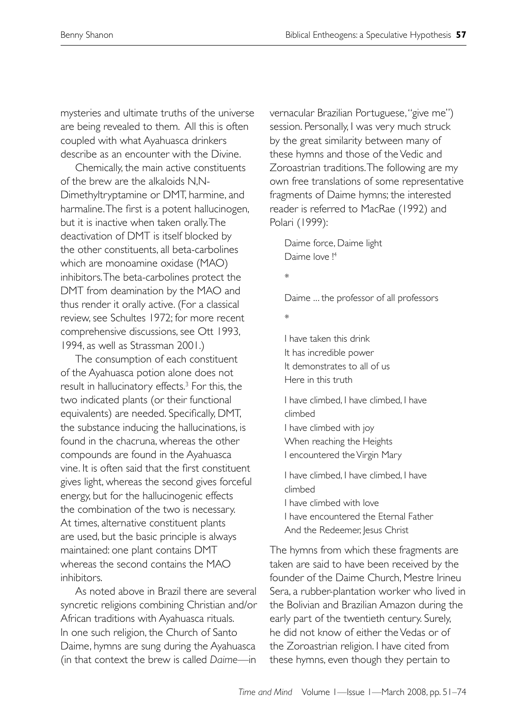mysteries and ultimate truths of the universe are being revealed to them. All this is often coupled with what Ayahuasca drinkers describe as an encounter with the Divine.

Chemically, the main active constituents of the brew are the alkaloids N,N-Dimethyltryptamine or DMT, harmine, and harmaline. The first is a potent hallucinogen, but it is inactive when taken orally. The deactivation of DMT is itself blocked by the other constituents, all beta-carbolines which are monoamine oxidase (MAO) inhibitors. The beta-carbolines protect the DMT from deamination by the MAO and thus render it orally active. (For a classical review, see Schultes 1972; for more recent comprehensive discussions, see Ott 1993, 1994, as well as Strassman 2001.)

The consumption of each constituent of the Ayahuasca potion alone does not result in hallucinatory effects.[3] For this, the two indicated plants (or their functional equivalents) are needed. Specifically, DMT, the substance inducing the hallucinations, is found in the chacruna, whereas the other compounds are found in the Ayahuasca vine. It is often said that the first constituent gives light, whereas the second gives forceful energy, but for the hallucinogenic effects the combination of the two is necessary. At times, alternative constituent plants are used, but the basic principle is always maintained: one plant contains DMT whereas the second contains the MAO inhibitors.

As noted above in Brazil there are several syncretic religions combining Christian and/or African traditions with Ayahuasca rituals. In one such religion, the Church of Santo Daime, hymns are sung during the Ayahuasca (in that context the brew is called *Daime*—in vernacular Brazilian Portuguese, "give me") session. Personally, I was very much struck by the great similarity between many of these hymns and those of the Vedic and Zoroastrian traditions. The following are my own free translations of some representative fragments of Daime hymns; the interested reader is referred to MacRae (1992) and Polari (1999):

> Daime force, Daime light
> Daime love ![4]
>
> *
>
> Daime ... the professor of all professors
>
> *
>
> I have taken this drink
> It has incredible power
> It demonstrates to all of us
> Here in this truth
>
> I have climbed, I have climbed, I have climbed
> I have climbed with joy
> When reaching the Heights
> I encountered the Virgin Mary
>
> I have climbed, I have climbed, I have climbed
> I have climbed with love
> I have encountered the Eternal Father
> And the Redeemer, Jesus Christ

The hymns from which these fragments are taken are said to have been received by the founder of the Daime Church, Mestre Irineu Sera, a rubber-plantation worker who lived in the Bolivian and Brazilian Amazon during the early part of the twentieth century. Surely, he did not know of either the Vedas or of the Zoroastrian religion. I have cited from these hymns, even though they pertain to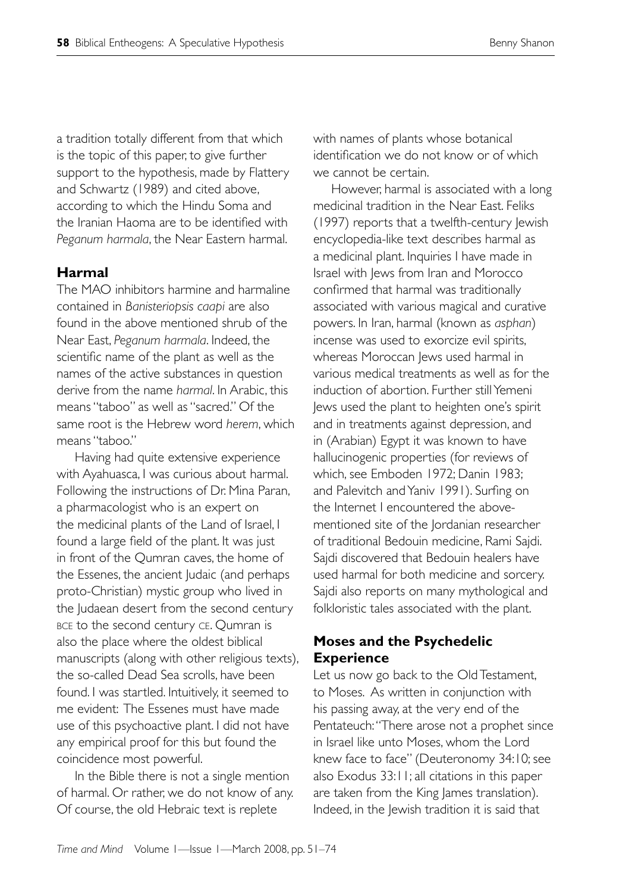a tradition totally different from that which is the topic of this paper, to give further support to the hypothesis, made by Flattery and Schwartz (1989) and cited above, according to which the Hindu Soma and the Iranian Haoma are to be identified with *Peganum harmala*, the Near Eastern harmal.

## Harmal

The MAO inhibitors harmine and harmaline contained in *Banisteriopsis caapi* are also found in the above mentioned shrub of the Near East, *Peganum harmala*. Indeed, the scientific name of the plant as well as the names of the active substances in question derive from the name *harmal*. In Arabic, this means "taboo" as well as "sacred." Of the same root is the Hebrew word *herem*, which means "taboo."

Having had quite extensive experience with Ayahuasca, I was curious about harmal. Following the instructions of Dr. Mina Paran, a pharmacologist who is an expert on the medicinal plants of the Land of Israel, I found a large field of the plant. It was just in front of the Qumran caves, the home of the Essenes, the ancient Judaic (and perhaps proto-Christian) mystic group who lived in the Judaean desert from the second century BCE to the second century CE. Qumran is also the place where the oldest biblical manuscripts (along with other religious texts), the so-called Dead Sea scrolls, have been found. I was startled. Intuitively, it seemed to me evident: The Essenes must have made use of this psychoactive plant. I did not have any empirical proof for this but found the coincidence most powerful.

In the Bible there is not a single mention of harmal. Or rather, we do not know of any. Of course, the old Hebraic text is replete with names of plants whose botanical identification we do not know or of which we cannot be certain.

However, harmal is associated with a long medicinal tradition in the Near East. Feliks (1997) reports that a twelfth-century Jewish encyclopedia-like text describes harmal as a medicinal plant. Inquiries I have made in Israel with Jews from Iran and Morocco confirmed that harmal was traditionally associated with various magical and curative powers. In Iran, harmal (known as *asphan*) incense was used to exorcize evil spirits, whereas Moroccan Jews used harmal in various medical treatments as well as for the induction of abortion. Further still Yemeni Jews used the plant to heighten one's spirit and in treatments against depression, and in (Arabian) Egypt it was known to have hallucinogenic properties (for reviews of which, see Emboden 1972; Danin 1983; and Palevitch and Yaniv 1991). Surfing on the Internet I encountered the above-mentioned site of the Jordanian researcher of traditional Bedouin medicine, Rami Sajdi. Sajdi discovered that Bedouin healers have used harmal for both medicine and sorcery. Sajdi also reports on many mythological and folkloristic tales associated with the plant.

## Moses and the Psychedelic Experience

Let us now go back to the Old Testament, to Moses. As written in conjunction with his passing away, at the very end of the Pentateuch: "There arose not a prophet since in Israel like unto Moses, whom the Lord knew face to face" (Deuteronomy 34:10; see also Exodus 33:11; all citations in this paper are taken from the King James translation). Indeed, in the Jewish tradition it is said that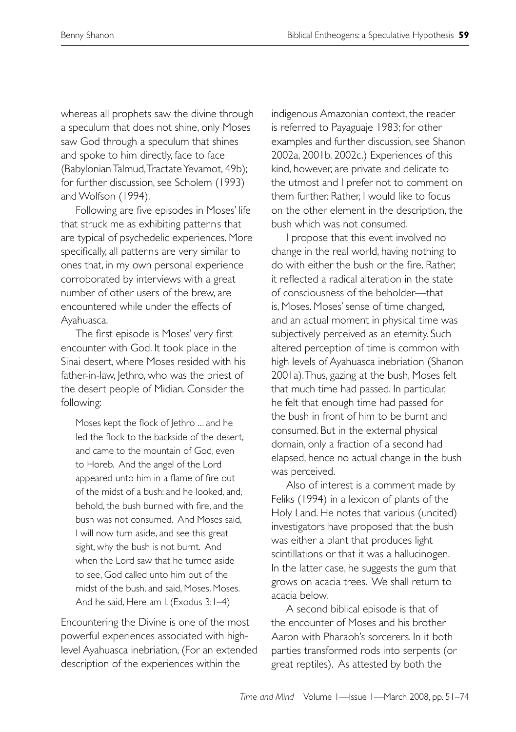whereas all prophets saw the divine through a speculum that does not shine, only Moses saw God through a speculum that shines and spoke to him directly, face to face (Babylonian Talmud, Tractate Yevamot, 49b); for further discussion, see Scholem (1993) and Wolfson (1994).

Following are five episodes in Moses' life that struck me as exhibiting patterns that are typical of psychedelic experiences. More specifically, all patterns are very similar to ones that, in my own personal experience corroborated by interviews with a great number of other users of the brew, are encountered while under the effects of Ayahuasca.

The first episode is Moses' very first encounter with God. It took place in the Sinai desert, where Moses resided with his father-in-law, Jethro, who was the priest of the desert people of Midian. Consider the following:

> Moses kept the flock of Jethro ... and he led the flock to the backside of the desert, and came to the mountain of God, even to Horeb. And the angel of the Lord appeared unto him in a flame of fire out of the midst of a bush: and he looked, and, behold, the bush burned with fire, and the bush was not consumed. And Moses said, I will now turn aside, and see this great sight, why the bush is not burnt. And when the Lord saw that he turned aside to see, God called unto him out of the midst of the bush, and said, Moses, Moses. And he said, Here am I. (Exodus 3:1–4)

Encountering the Divine is one of the most powerful experiences associated with high-level Ayahuasca inebriation, (For an extended description of the experiences within the indigenous Amazonian context, the reader is referred to Payaguaje 1983; for other examples and further discussion, see Shanon 2002a, 2001b, 2002c.) Experiences of this kind, however, are private and delicate to the utmost and I prefer not to comment on them further. Rather, I would like to focus on the other element in the description, the bush which was not consumed.

I propose that this event involved no change in the real world, having nothing to do with either the bush or the fire. Rather, it reflected a radical alteration in the state of consciousness of the beholder—that is, Moses. Moses' sense of time changed, and an actual moment in physical time was subjectively perceived as an eternity. Such altered perception of time is common with high levels of Ayahuasca inebriation (Shanon 2001a). Thus, gazing at the bush, Moses felt that much time had passed. In particular, he felt that enough time had passed for the bush in front of him to be burnt and consumed. But in the external physical domain, only a fraction of a second had elapsed, hence no actual change in the bush was perceived.

Also of interest is a comment made by Feliks (1994) in a lexicon of plants of the Holy Land. He notes that various (uncited) investigators have proposed that the bush was either a plant that produces light scintillations or that it was a hallucinogen. In the latter case, he suggests the gum that grows on acacia trees. We shall return to acacia below.

A second biblical episode is that of the encounter of Moses and his brother Aaron with Pharaoh's sorcerers. In it both parties transformed rods into serpents (or great reptiles). As attested by both the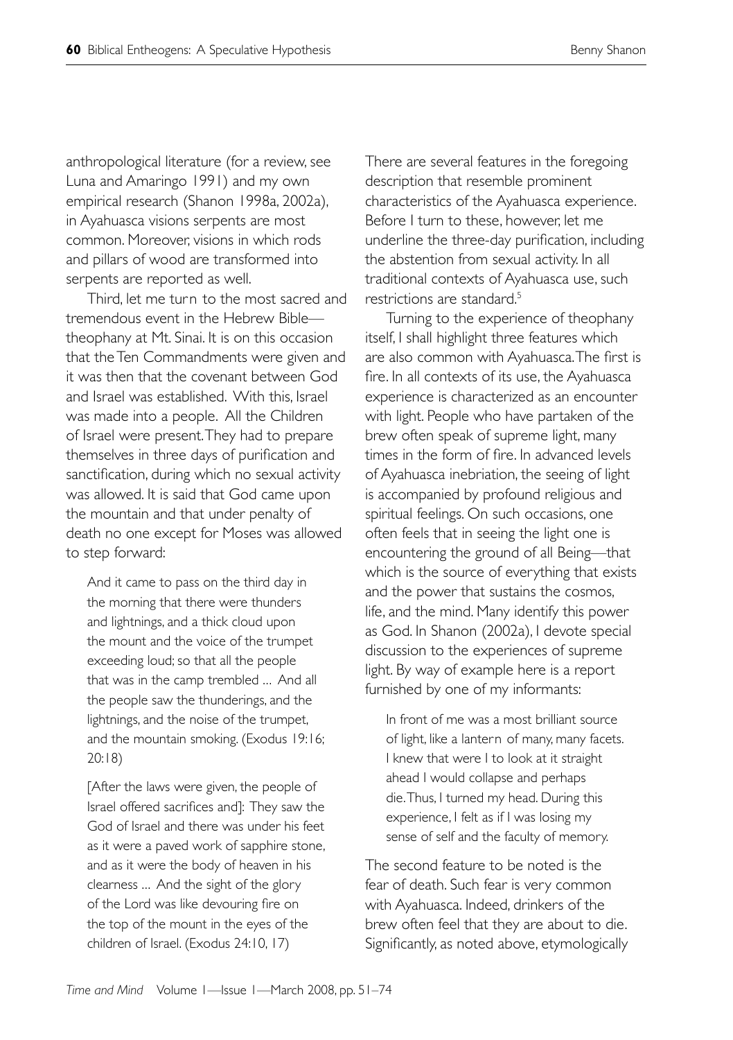anthropological literature (for a review, see Luna and Amaringo 1991) and my own empirical research (Shanon 1998a, 2002a), in Ayahuasca visions serpents are most common. Moreover, visions in which rods and pillars of wood are transformed into serpents are reported as well.

Third, let me turn to the most sacred and tremendous event in the Hebrew Bible—theophany at Mt. Sinai. It is on this occasion that the Ten Commandments were given and it was then that the covenant between God and Israel was established. With this, Israel was made into a people. All the Children of Israel were present. They had to prepare themselves in three days of purification and sanctification, during which no sexual activity was allowed. It is said that God came upon the mountain and that under penalty of death no one except for Moses was allowed to step forward:

> And it came to pass on the third day in the morning that there were thunders and lightnings, and a thick cloud upon the mount and the voice of the trumpet exceeding loud; so that all the people that was in the camp trembled ... And all the people saw the thunderings, and the lightnings, and the noise of the trumpet, and the mountain smoking. (Exodus 19:16; 20:18)
>
> [After the laws were given, the people of Israel offered sacrifices and]: They saw the God of Israel and there was under his feet as it were a paved work of sapphire stone, and as it were the body of heaven in his clearness ... And the sight of the glory of the Lord was like devouring fire on the top of the mount in the eyes of the children of Israel. (Exodus 24:10, 17)

There are several features in the foregoing description that resemble prominent characteristics of the Ayahuasca experience. Before I turn to these, however, let me underline the three-day purification, including the abstention from sexual activity. In all traditional contexts of Ayahuasca use, such restrictions are standard.[5]

Turning to the experience of theophany itself, I shall highlight three features which are also common with Ayahuasca. The first is fire. In all contexts of its use, the Ayahuasca experience is characterized as an encounter with light. People who have partaken of the brew often speak of supreme light, many times in the form of fire. In advanced levels of Ayahuasca inebriation, the seeing of light is accompanied by profound religious and spiritual feelings. On such occasions, one often feels that in seeing the light one is encountering the ground of all Being—that which is the source of everything that exists and the power that sustains the cosmos, life, and the mind. Many identify this power as God. In Shanon (2002a), I devote special discussion to the experiences of supreme light. By way of example here is a report furnished by one of my informants:

> In front of me was a most brilliant source of light, like a lantern of many, many facets. I knew that were I to look at it straight ahead I would collapse and perhaps die. Thus, I turned my head. During this experience, I felt as if I was losing my sense of self and the faculty of memory.

The second feature to be noted is the fear of death. Such fear is very common with Ayahuasca. Indeed, drinkers of the brew often feel that they are about to die. Significantly, as noted above, etymologically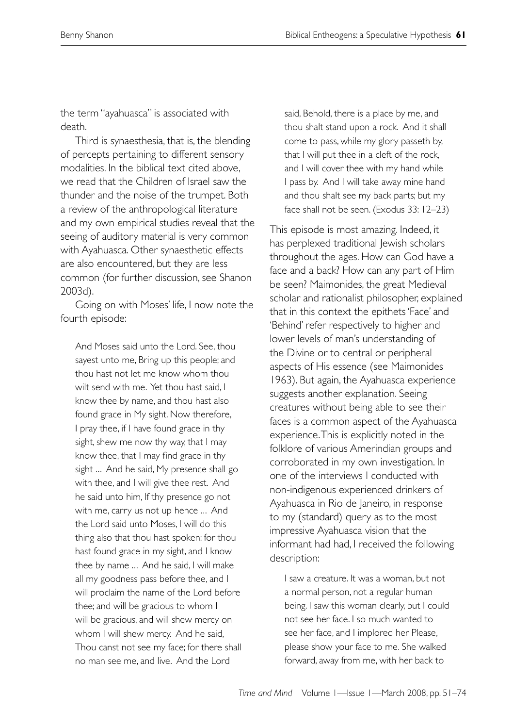the term "ayahuasca" is associated with death.

Third is synaesthesia, that is, the blending of percepts pertaining to different sensory modalities. In the biblical text cited above, we read that the Children of Israel saw the thunder and the noise of the trumpet. Both a review of the anthropological literature and my own empirical studies reveal that the seeing of auditory material is very common with Ayahuasca. Other synaesthetic effects are also encountered, but they are less common (for further discussion, see Shanon 2003d).

Going on with Moses' life, I now note the fourth episode:

> And Moses said unto the Lord. See, thou sayest unto me, Bring up this people; and thou hast not let me know whom thou wilt send with me. Yet thou hast said, I know thee by name, and thou hast also found grace in My sight. Now therefore, I pray thee, if I have found grace in thy sight, shew me now thy way, that I may know thee, that I may find grace in thy sight ... And he said, My presence shall go with thee, and I will give thee rest. And he said unto him, If thy presence go not with me, carry us not up hence ... And the Lord said unto Moses, I will do this thing also that thou hast spoken: for thou hast found grace in my sight, and I know thee by name ... And he said, I will make all my goodness pass before thee, and I will proclaim the name of the Lord before thee; and will be gracious to whom I will be gracious, and will shew mercy on whom I will shew mercy. And he said, Thou canst not see my face; for there shall no man see me, and live. And the Lord said, Behold, there is a place by me, and thou shalt stand upon a rock. And it shall come to pass, while my glory passeth by, that I will put thee in a cleft of the rock, and I will cover thee with my hand while I pass by. And I will take away mine hand and thou shalt see my back parts; but my face shall not be seen. (Exodus 33: 12–23)

This episode is most amazing. Indeed, it has perplexed traditional Jewish scholars throughout the ages. How can God have a face and a back? How can any part of Him be seen? Maimonides, the great Medieval scholar and rationalist philosopher, explained that in this context the epithets 'Face' and 'Behind' refer respectively to higher and lower levels of man's understanding of the Divine or to central or peripheral aspects of His essence (see Maimonides 1963). But again, the Ayahuasca experience suggests another explanation. Seeing creatures without being able to see their faces is a common aspect of the Ayahuasca experience. This is explicitly noted in the folklore of various Amerindian groups and corroborated in my own investigation. In one of the interviews I conducted with non-indigenous experienced drinkers of Ayahuasca in Rio de Janeiro, in response to my (standard) query as to the most impressive Ayahuasca vision that the informant had had, I received the following description:

> I saw a creature. It was a woman, but not a normal person, not a regular human being. I saw this woman clearly, but I could not see her face. I so much wanted to see her face, and I implored her Please, please show your face to me. She walked forward, away from me, with her back to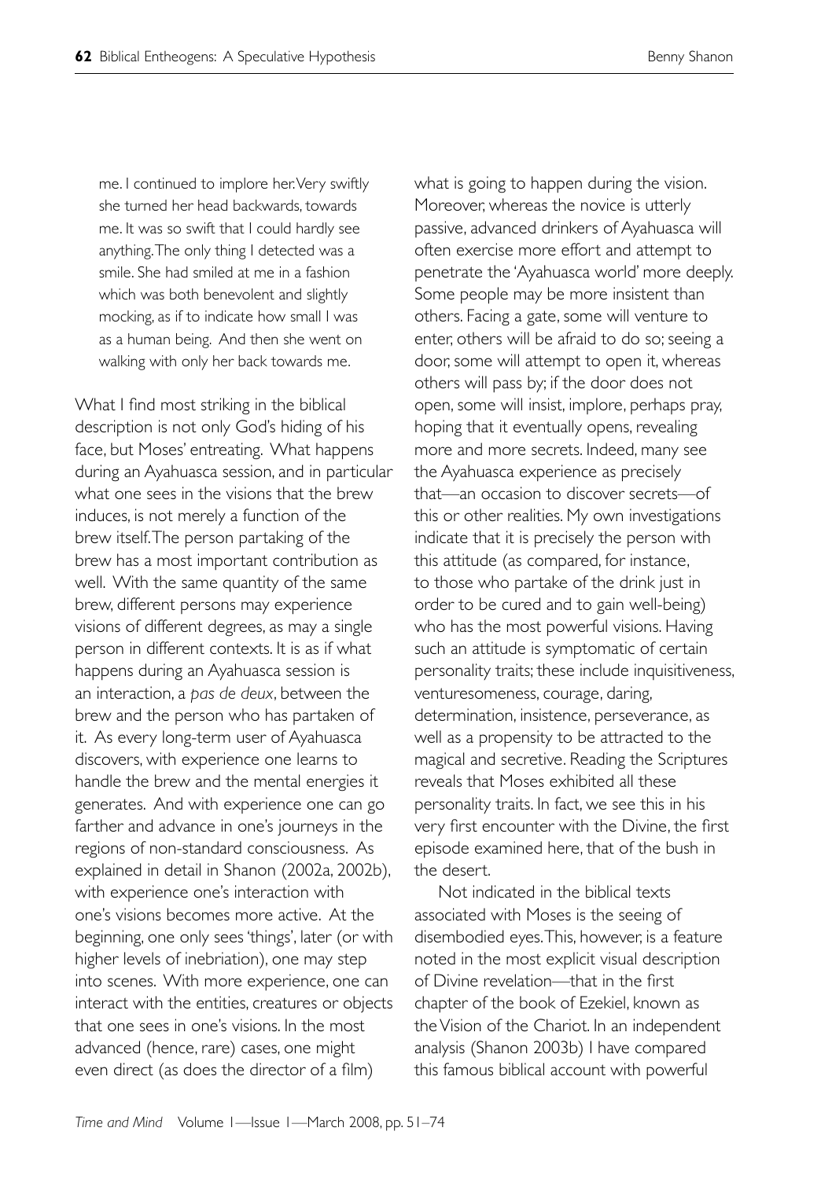> me. I continued to implore her. Very swiftly she turned her head backwards, towards me. It was so swift that I could hardly see anything. The only thing I detected was a smile. She had smiled at me in a fashion which was both benevolent and slightly mocking, as if to indicate how small I was as a human being. And then she went on walking with only her back towards me.

What I find most striking in the biblical description is not only God's hiding of his face, but Moses' entreating. What happens during an Ayahuasca session, and in particular what one sees in the visions that the brew induces, is not merely a function of the brew itself. The person partaking of the brew has a most important contribution as well. With the same quantity of the same brew, different persons may experience visions of different degrees, as may a single person in different contexts. It is as if what happens during an Ayahuasca session is an interaction, a *pas de deux*, between the brew and the person who has partaken of it. As every long-term user of Ayahuasca discovers, with experience one learns to handle the brew and the mental energies it generates. And with experience one can go farther and advance in one's journeys in the regions of non-standard consciousness. As explained in detail in Shanon (2002a, 2002b), with experience one's interaction with one's visions becomes more active. At the beginning, one only sees 'things', later (or with higher levels of inebriation), one may step into scenes. With more experience, one can interact with the entities, creatures or objects that one sees in one's visions. In the most advanced (hence, rare) cases, one might even direct (as does the director of a film) what is going to happen during the vision. Moreover, whereas the novice is utterly passive, advanced drinkers of Ayahuasca will often exercise more effort and attempt to penetrate the 'Ayahuasca world' more deeply. Some people may be more insistent than others. Facing a gate, some will venture to enter, others will be afraid to do so; seeing a door, some will attempt to open it, whereas others will pass by; if the door does not open, some will insist, implore, perhaps pray, hoping that it eventually opens, revealing more and more secrets. Indeed, many see the Ayahuasca experience as precisely that—an occasion to discover secrets—of this or other realities. My own investigations indicate that it is precisely the person with this attitude (as compared, for instance, to those who partake of the drink just in order to be cured and to gain well-being) who has the most powerful visions. Having such an attitude is symptomatic of certain personality traits; these include inquisitiveness, venturesomeness, courage, daring, determination, insistence, perseverance, as well as a propensity to be attracted to the magical and secretive. Reading the Scriptures reveals that Moses exhibited all these personality traits. In fact, we see this in his very first encounter with the Divine, the first episode examined here, that of the bush in the desert.

Not indicated in the biblical texts associated with Moses is the seeing of disembodied eyes. This, however, is a feature noted in the most explicit visual description of Divine revelation—that in the first chapter of the book of Ezekiel, known as the Vision of the Chariot. In an independent analysis (Shanon 2003b) I have compared this famous biblical account with powerful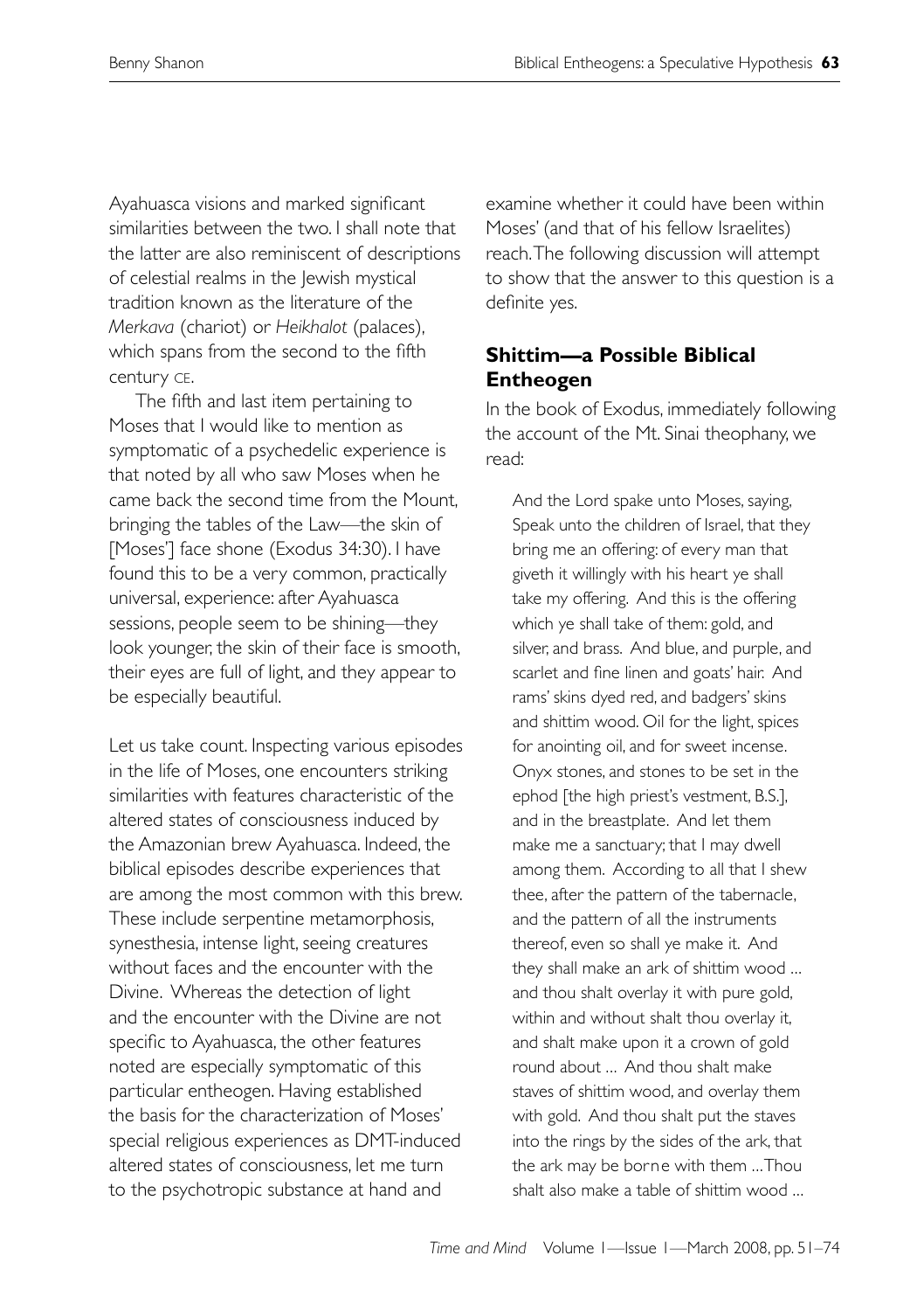Ayahuasca visions and marked significant similarities between the two. I shall note that the latter are also reminiscent of descriptions of celestial realms in the Jewish mystical tradition known as the literature of the *Merkava* (chariot) or *Heikhalot* (palaces), which spans from the second to the fifth century CE.

The fifth and last item pertaining to Moses that I would like to mention as symptomatic of a psychedelic experience is that noted by all who saw Moses when he came back the second time from the Mount, bringing the tables of the Law—the skin of [Moses'] face shone (Exodus 34:30). I have found this to be a very common, practically universal, experience: after Ayahuasca sessions, people seem to be shining—they look younger, the skin of their face is smooth, their eyes are full of light, and they appear to be especially beautiful.

Let us take count. Inspecting various episodes in the life of Moses, one encounters striking similarities with features characteristic of the altered states of consciousness induced by the Amazonian brew Ayahuasca. Indeed, the biblical episodes describe experiences that are among the most common with this brew. These include serpentine metamorphosis, synesthesia, intense light, seeing creatures without faces and the encounter with the Divine. Whereas the detection of light and the encounter with the Divine are not specific to Ayahuasca, the other features noted are especially symptomatic of this particular entheogen. Having established the basis for the characterization of Moses' special religious experiences as DMT-induced altered states of consciousness, let me turn to the psychotropic substance at hand and examine whether it could have been within Moses' (and that of his fellow Israelites) reach. The following discussion will attempt to show that the answer to this question is a definite yes.

## Shittim—a Possible Biblical Entheogen

In the book of Exodus, immediately following the account of the Mt. Sinai theophany, we read:

> And the Lord spake unto Moses, saying, Speak unto the children of Israel, that they bring me an offering: of every man that giveth it willingly with his heart ye shall take my offering. And this is the offering which ye shall take of them: gold, and silver, and brass. And blue, and purple, and scarlet and fine linen and goats' hair. And rams' skins dyed red, and badgers' skins and shittim wood. Oil for the light, spices for anointing oil, and for sweet incense. Onyx stones, and stones to be set in the ephod [the high priest's vestment, B.S.], and in the breastplate. And let them make me a sanctuary; that I may dwell among them. According to all that I shew thee, after the pattern of the tabernacle, and the pattern of all the instruments thereof, even so shall ye make it. And they shall make an ark of shittim wood ... and thou shalt overlay it with pure gold, within and without shalt thou overlay it, and shalt make upon it a crown of gold round about ... And thou shalt make staves of shittim wood, and overlay them with gold. And thou shalt put the staves into the rings by the sides of the ark, that the ark may be borne with them ... Thou shalt also make a table of shittim wood ...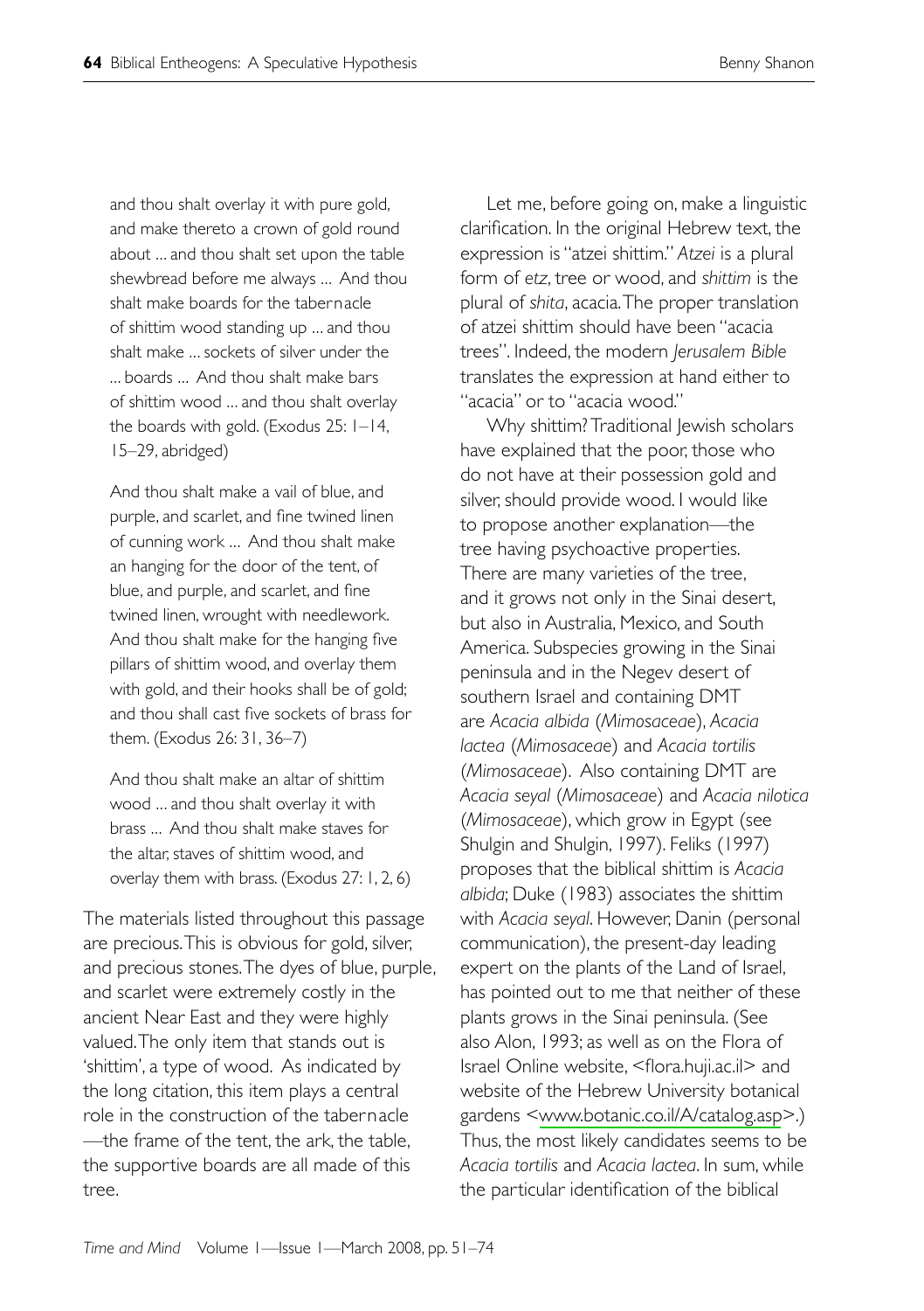> and thou shalt overlay it with pure gold, and make thereto a crown of gold round about ... and thou shalt set upon the table shewbread before me always ... And thou shalt make boards for the tabernacle of shittim wood standing up ... and thou shalt make ... sockets of silver under the ... boards ... And thou shalt make bars of shittim wood ... and thou shalt overlay the boards with gold. (Exodus 25: 1–14, 15–29, abridged)

> And thou shalt make a vail of blue, and purple, and scarlet, and fine twined linen of cunning work ... And thou shalt make an hanging for the door of the tent, of blue, and purple, and scarlet, and fine twined linen, wrought with needlework. And thou shalt make for the hanging five pillars of shittim wood, and overlay them with gold, and their hooks shall be of gold; and thou shall cast five sockets of brass for them. (Exodus 26: 31, 36–7)

> And thou shalt make an altar of shittim wood ... and thou shalt overlay it with brass ... And thou shalt make staves for the altar, staves of shittim wood, and overlay them with brass. (Exodus 27: 1, 2, 6)

The materials listed throughout this passage are precious. This is obvious for gold, silver, and precious stones. The dyes of blue, purple, and scarlet were extremely costly in the ancient Near East and they were highly valued. The only item that stands out is 'shittim', a type of wood. As indicated by the long citation, this item plays a central role in the construction of the tabernacle —the frame of the tent, the ark, the table, the supportive boards are all made of this tree.

Let me, before going on, make a linguistic clarification. In the original Hebrew text, the expression is "atzei shittim." *Atzei* is a plural form of *etz*, tree or wood, and *shittim* is the plural of *shita*, acacia. The proper translation of atzei shittim should have been "acacia trees". Indeed, the modern *Jerusalem Bible* translates the expression at hand either to "acacia" or to "acacia wood."

Why shittim? Traditional Jewish scholars have explained that the poor, those who do not have at their possession gold and silver, should provide wood. I would like to propose another explanation—the tree having psychoactive properties. There are many varieties of the tree, and it grows not only in the Sinai desert, but also in Australia, Mexico, and South America. Subspecies growing in the Sinai peninsula and in the Negev desert of southern Israel and containing DMT are *Acacia albida* (*Mimosaceae*), *Acacia lactea* (*Mimosaceae*) and *Acacia tortilis* (*Mimosaceae*). Also containing DMT are *Acacia seyal* (*Mimosaceae*) and *Acacia nilotica* (*Mimosaceae*), which grow in Egypt (see Shulgin and Shulgin, 1997). Feliks (1997) proposes that the biblical shittim is *Acacia albida*; Duke (1983) associates the shittim with *Acacia seyal*. However, Danin (personal communication), the present-day leading expert on the plants of the Land of Israel, has pointed out to me that neither of these plants grows in the Sinai peninsula. (See also Alon, 1993; as well as on the Flora of Israel Online website, <flora.huji.ac.il> and website of the Hebrew University botanical gardens <www.botanic.co.il/A/catalog.asp>.) Thus, the most likely candidates seems to be *Acacia tortilis* and *Acacia lactea*. In sum, while the particular identification of the biblical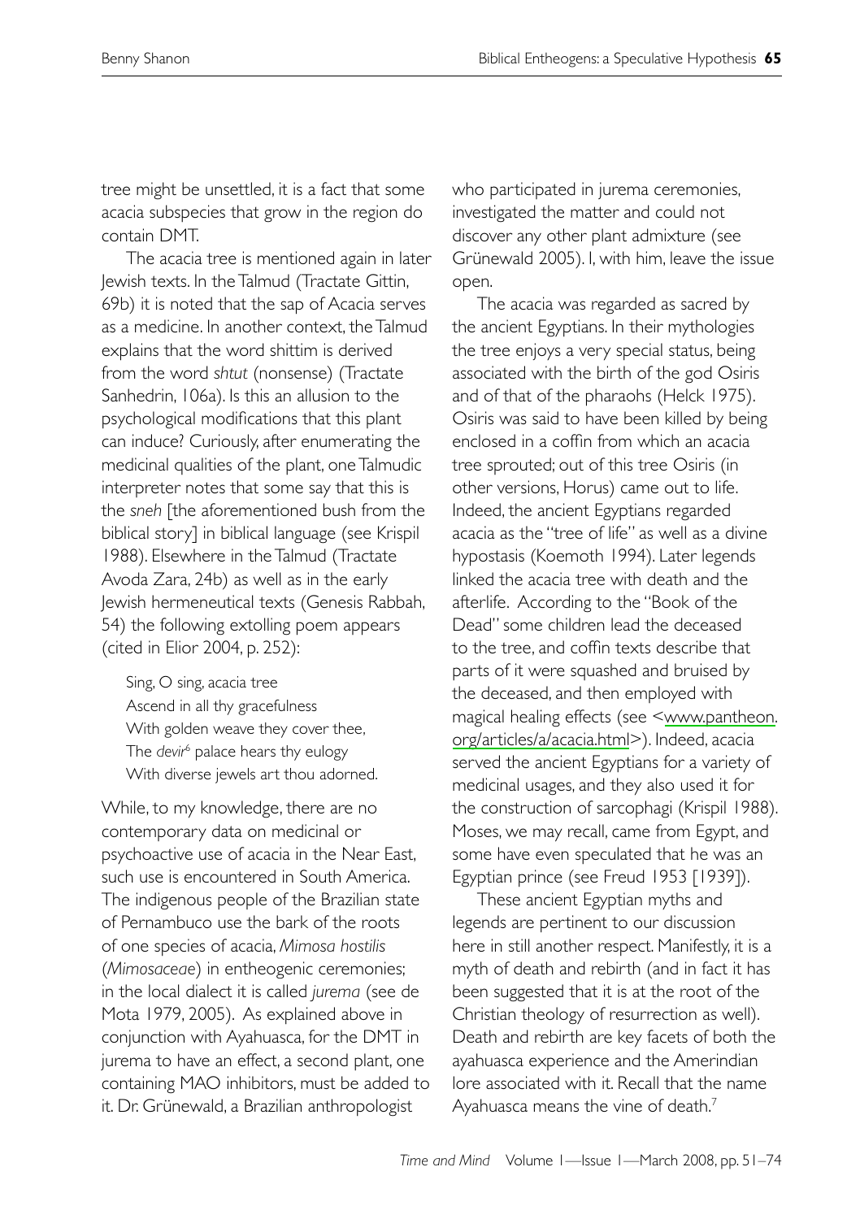tree might be unsettled, it is a fact that some acacia subspecies that grow in the region do contain DMT.

The acacia tree is mentioned again in later Jewish texts. In the Talmud (Tractate Gittin, 69b) it is noted that the sap of Acacia serves as a medicine. In another context, the Talmud explains that the word shittim is derived from the word *shtut* (nonsense) (Tractate Sanhedrin, 106a). Is this an allusion to the psychological modifications that this plant can induce? Curiously, after enumerating the medicinal qualities of the plant, one Talmudic interpreter notes that some say that this is the *sneh* [the aforementioned bush from the biblical story] in biblical language (see Krispil 1988). Elsewhere in the Talmud (Tractate Avoda Zara, 24b) as well as in the early Jewish hermeneutical texts (Genesis Rabbah, 54) the following extolling poem appears (cited in Elior 2004, p. 252):

> Sing, O sing, acacia tree
> Ascend in all thy gracefulness
> With golden weave they cover thee,
> The *devir*[6] palace hears thy eulogy
> With diverse jewels art thou adorned.

While, to my knowledge, there are no contemporary data on medicinal or psychoactive use of acacia in the Near East, such use is encountered in South America. The indigenous people of the Brazilian state of Pernambuco use the bark of the roots of one species of acacia, *Mimosa hostilis* (*Mimosaceae*) in entheogenic ceremonies; in the local dialect it is called *jurema* (see de Mota 1979, 2005). As explained above in conjunction with Ayahuasca, for the DMT in jurema to have an effect, a second plant, one containing MAO inhibitors, must be added to it. Dr. Grünewald, a Brazilian anthropologist who participated in jurema ceremonies, investigated the matter and could not discover any other plant admixture (see Grünewald 2005). I, with him, leave the issue open.

The acacia was regarded as sacred by the ancient Egyptians. In their mythologies the tree enjoys a very special status, being associated with the birth of the god Osiris and of that of the pharaohs (Helck 1975). Osiris was said to have been killed by being enclosed in a coffin from which an acacia tree sprouted; out of this tree Osiris (in other versions, Horus) came out to life. Indeed, the ancient Egyptians regarded acacia as the "tree of life" as well as a divine hypostasis (Koemoth 1994). Later legends linked the acacia tree with death and the afterlife. According to the "Book of the Dead" some children lead the deceased to the tree, and coffin texts describe that parts of it were squashed and bruised by the deceased, and then employed with magical healing effects (see <www.pantheon.org/articles/a/acacia.html>). Indeed, acacia served the ancient Egyptians for a variety of medicinal usages, and they also used it for the construction of sarcophagi (Krispil 1988). Moses, we may recall, came from Egypt, and some have even speculated that he was an Egyptian prince (see Freud 1953 [1939]).

These ancient Egyptian myths and legends are pertinent to our discussion here in still another respect. Manifestly, it is a myth of death and rebirth (and in fact it has been suggested that it is at the root of the Christian theology of resurrection as well). Death and rebirth are key facets of both the ayahuasca experience and the Amerindian lore associated with it. Recall that the name Ayahuasca means the vine of death.[7]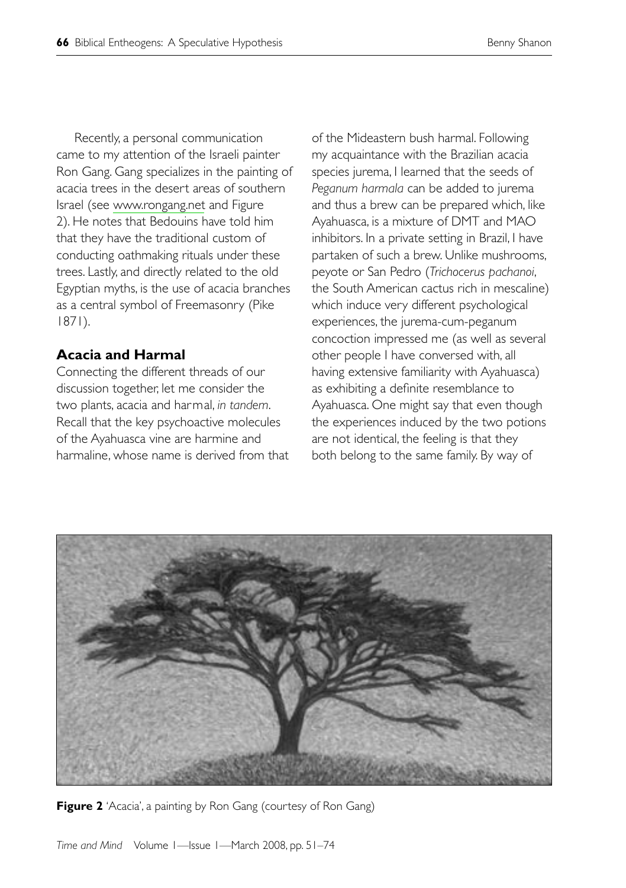Recently, a personal communication came to my attention of the Israeli painter Ron Gang. Gang specializes in the painting of acacia trees in the desert areas of southern Israel (see www.rongang.net and Figure 2). He notes that Bedouins have told him that they have the traditional custom of conducting oathmaking rituals under these trees. Lastly, and directly related to the old Egyptian myths, is the use of acacia branches as a central symbol of Freemasonry (Pike 1871).

## Acacia and Harmal

Connecting the different threads of our discussion together, let me consider the two plants, acacia and harmal, *in tandem*. Recall that the key psychoactive molecules of the Ayahuasca vine are harmine and harmaline, whose name is derived from that of the Mideastern bush harmal. Following my acquaintance with the Brazilian acacia species jurema, I learned that the seeds of *Peganum harmala* can be added to jurema and thus a brew can be prepared which, like Ayahuasca, is a mixture of DMT and MAO inhibitors. In a private setting in Brazil, I have partaken of such a brew. Unlike mushrooms, peyote or San Pedro (*Trichocerus pachanoi*, the South American cactus rich in mescaline) which induce very different psychological experiences, the jurema-cum-peganum concoction impressed me (as well as several other people I have conversed with, all having extensive familiarity with Ayahuasca) as exhibiting a definite resemblance to Ayahuasca. One might say that even though the experiences induced by the two potions are not identical, the feeling is that they both belong to the same family. By way of

**Figure 2** 'Acacia', a painting by Ron Gang (courtesy of Ron Gang)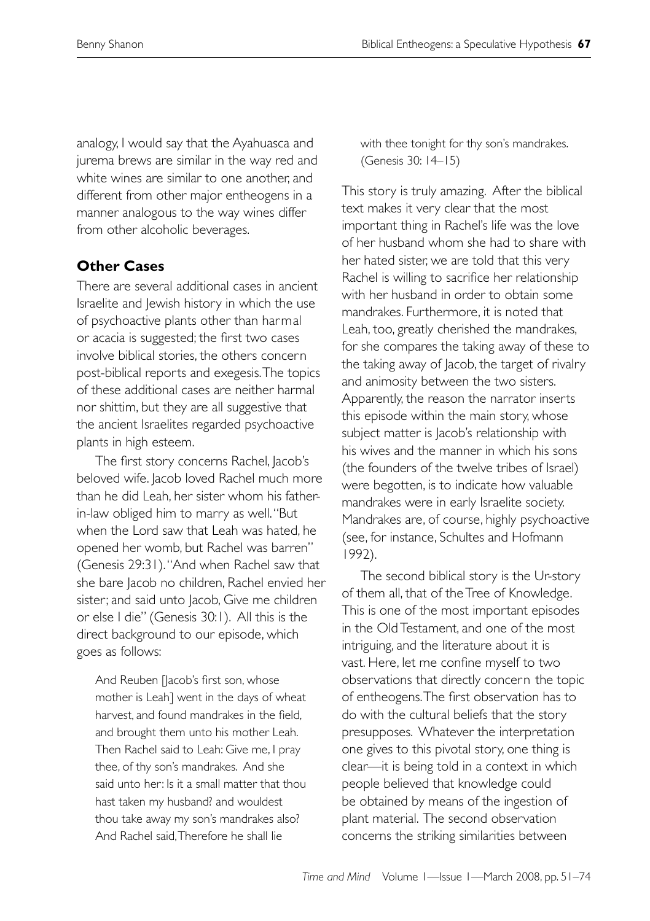analogy, I would say that the Ayahuasca and jurema brews are similar in the way red and white wines are similar to one another, and different from other major entheogens in a manner analogous to the way wines differ from other alcoholic beverages.

## Other Cases

There are several additional cases in ancient Israelite and Jewish history in which the use of psychoactive plants other than harmal or acacia is suggested; the first two cases involve biblical stories, the others concern post-biblical reports and exegesis. The topics of these additional cases are neither harmal nor shittim, but they are all suggestive that the ancient Israelites regarded psychoactive plants in high esteem.

The first story concerns Rachel, Jacob's beloved wife. Jacob loved Rachel much more than he did Leah, her sister whom his father-in-law obliged him to marry as well. "But when the Lord saw that Leah was hated, he opened her womb, but Rachel was barren" (Genesis 29:31). "And when Rachel saw that she bare Jacob no children, Rachel envied her sister; and said unto Jacob, Give me children or else I die" (Genesis 30:1). All this is the direct background to our episode, which goes as follows:

> And Reuben [Jacob's first son, whose mother is Leah] went in the days of wheat harvest, and found mandrakes in the field, and brought them unto his mother Leah. Then Rachel said to Leah: Give me, I pray thee, of thy son's mandrakes. And she said unto her: Is it a small matter that thou hast taken my husband? and wouldest thou take away my son's mandrakes also? And Rachel said, Therefore he shall lie with thee tonight for thy son's mandrakes. (Genesis 30: 14–15)

This story is truly amazing. After the biblical text makes it very clear that the most important thing in Rachel's life was the love of her husband whom she had to share with her hated sister, we are told that this very Rachel is willing to sacrifice her relationship with her husband in order to obtain some mandrakes. Furthermore, it is noted that Leah, too, greatly cherished the mandrakes, for she compares the taking away of these to the taking away of Jacob, the target of rivalry and animosity between the two sisters. Apparently, the reason the narrator inserts this episode within the main story, whose subject matter is Jacob's relationship with his wives and the manner in which his sons (the founders of the twelve tribes of Israel) were begotten, is to indicate how valuable mandrakes were in early Israelite society. Mandrakes are, of course, highly psychoactive (see, for instance, Schultes and Hofmann 1992).

The second biblical story is the Ur-story of them all, that of the Tree of Knowledge. This is one of the most important episodes in the Old Testament, and one of the most intriguing, and the literature about it is vast. Here, let me confine myself to two observations that directly concern the topic of entheogens. The first observation has to do with the cultural beliefs that the story presupposes. Whatever the interpretation one gives to this pivotal story, one thing is clear—it is being told in a context in which people believed that knowledge could be obtained by means of the ingestion of plant material. The second observation concerns the striking similarities between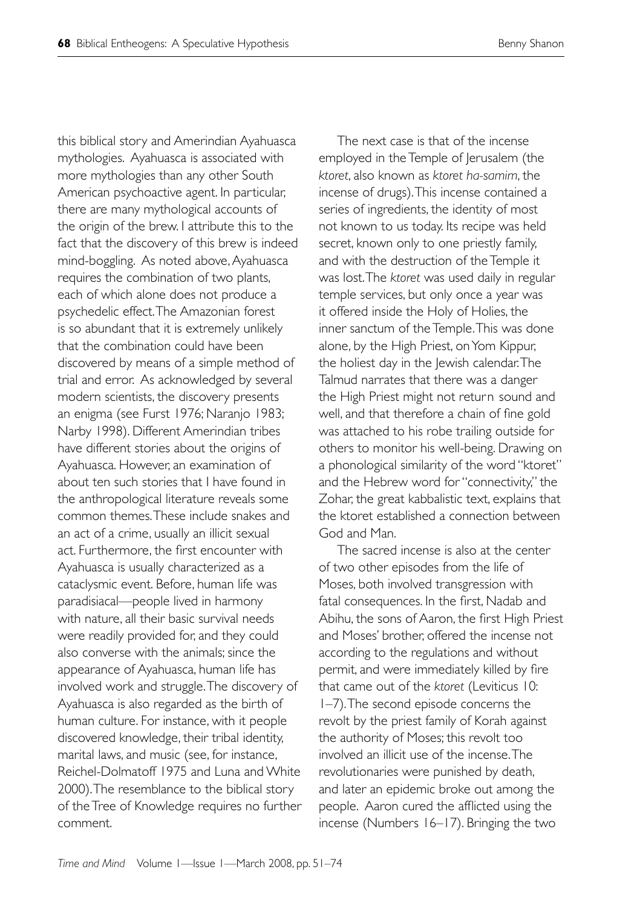this biblical story and Amerindian Ayahuasca mythologies. Ayahuasca is associated with more mythologies than any other South American psychoactive agent. In particular, there are many mythological accounts of the origin of the brew. I attribute this to the fact that the discovery of this brew is indeed mind-boggling. As noted above, Ayahuasca requires the combination of two plants, each of which alone does not produce a psychedelic effect. The Amazonian forest is so abundant that it is extremely unlikely that the combination could have been discovered by means of a simple method of trial and error. As acknowledged by several modern scientists, the discovery presents an enigma (see Furst 1976; Naranjo 1983; Narby 1998). Different Amerindian tribes have different stories about the origins of Ayahuasca. However, an examination of about ten such stories that I have found in the anthropological literature reveals some common themes. These include snakes and an act of a crime, usually an illicit sexual act. Furthermore, the first encounter with Ayahuasca is usually characterized as a cataclysmic event. Before, human life was paradisiacal—people lived in harmony with nature, all their basic survival needs were readily provided for, and they could also converse with the animals; since the appearance of Ayahuasca, human life has involved work and struggle. The discovery of Ayahuasca is also regarded as the birth of human culture. For instance, with it people discovered knowledge, their tribal identity, marital laws, and music (see, for instance, Reichel-Dolmatoff 1975 and Luna and White 2000). The resemblance to the biblical story of the Tree of Knowledge requires no further comment.

The next case is that of the incense employed in the Temple of Jerusalem (the *ktoret*, also known as *ktoret ha-samim*, the incense of drugs). This incense contained a series of ingredients, the identity of most not known to us today. Its recipe was held secret, known only to one priestly family, and with the destruction of the Temple it was lost. The *ktoret* was used daily in regular temple services, but only once a year was it offered inside the Holy of Holies, the inner sanctum of the Temple. This was done alone, by the High Priest, on Yom Kippur, the holiest day in the Jewish calendar. The Talmud narrates that there was a danger the High Priest might not return sound and well, and that therefore a chain of fine gold was attached to his robe trailing outside for others to monitor his well-being. Drawing on a phonological similarity of the word "ktoret" and the Hebrew word for "connectivity," the Zohar, the great kabbalistic text, explains that the ktoret established a connection between God and Man.

The sacred incense is also at the center of two other episodes from the life of Moses, both involved transgression with fatal consequences. In the first, Nadab and Abihu, the sons of Aaron, the first High Priest and Moses' brother, offered the incense not according to the regulations and without permit, and were immediately killed by fire that came out of the *ktoret* (Leviticus 10: 1–7). The second episode concerns the revolt by the priest family of Korah against the authority of Moses; this revolt too involved an illicit use of the incense. The revolutionaries were punished by death, and later an epidemic broke out among the people. Aaron cured the afflicted using the incense (Numbers 16–17). Bringing the two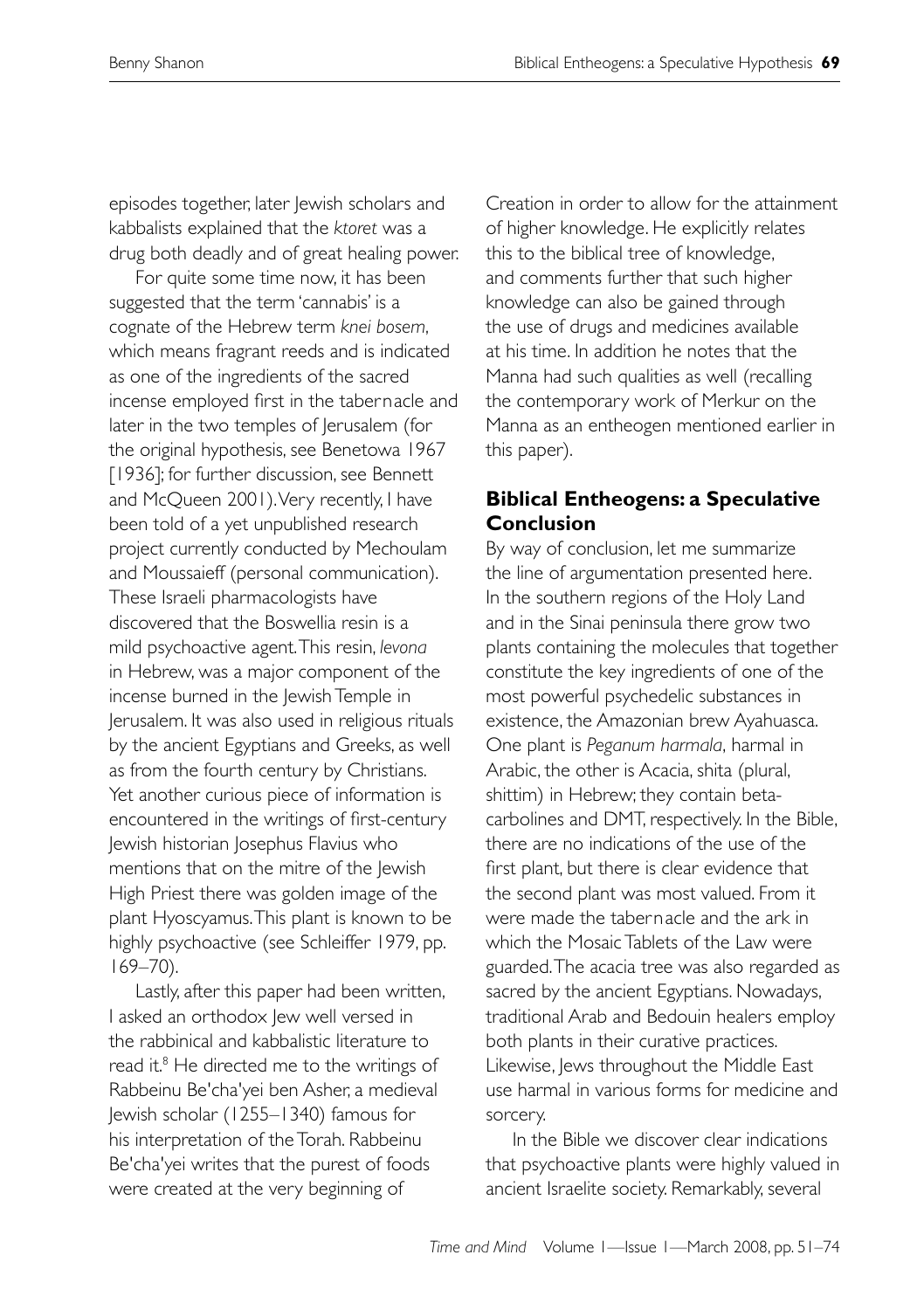episodes together, later Jewish scholars and kabbalists explained that the *ktoret* was a drug both deadly and of great healing power.

For quite some time now, it has been suggested that the term 'cannabis' is a cognate of the Hebrew term *knei bosem*, which means fragrant reeds and is indicated as one of the ingredients of the sacred incense employed first in the tabernacle and later in the two temples of Jerusalem (for the original hypothesis, see Benetowa 1967 [1936]; for further discussion, see Bennett and McQueen 2001). Very recently, I have been told of a yet unpublished research project currently conducted by Mechoulam and Moussaieff (personal communication). These Israeli pharmacologists have discovered that the Boswellia resin is a mild psychoactive agent. This resin, *levona* in Hebrew, was a major component of the incense burned in the Jewish Temple in Jerusalem. It was also used in religious rituals by the ancient Egyptians and Greeks, as well as from the fourth century by Christians. Yet another curious piece of information is encountered in the writings of first-century Jewish historian Josephus Flavius who mentions that on the mitre of the Jewish High Priest there was golden image of the plant Hyoscyamus. This plant is known to be highly psychoactive (see Schleiffer 1979, pp. 169–70).

Lastly, after this paper had been written, I asked an orthodox Jew well versed in the rabbinical and kabbalistic literature to read it.[8] He directed me to the writings of Rabbeinu Be'cha'yei ben Asher, a medieval Jewish scholar (1255–1340) famous for his interpretation of the Torah. Rabbeinu Be'cha'yei writes that the purest of foods were created at the very beginning of Creation in order to allow for the attainment of higher knowledge. He explicitly relates this to the biblical tree of knowledge, and comments further that such higher knowledge can also be gained through the use of drugs and medicines available at his time. In addition he notes that the Manna had such qualities as well (recalling the contemporary work of Merkur on the Manna as an entheogen mentioned earlier in this paper).

## Biblical Entheogens: a Speculative Conclusion

By way of conclusion, let me summarize the line of argumentation presented here. In the southern regions of the Holy Land and in the Sinai peninsula there grow two plants containing the molecules that together constitute the key ingredients of one of the most powerful psychedelic substances in existence, the Amazonian brew Ayahuasca. One plant is *Peganum harmala*, harmal in Arabic, the other is Acacia, shita (plural, shittim) in Hebrew; they contain beta-carbolines and DMT, respectively. In the Bible, there are no indications of the use of the first plant, but there is clear evidence that the second plant was most valued. From it were made the tabernacle and the ark in which the Mosaic Tablets of the Law were guarded. The acacia tree was also regarded as sacred by the ancient Egyptians. Nowadays, traditional Arab and Bedouin healers employ both plants in their curative practices. Likewise, Jews throughout the Middle East use harmal in various forms for medicine and sorcery.

In the Bible we discover clear indications that psychoactive plants were highly valued in ancient Israelite society. Remarkably, several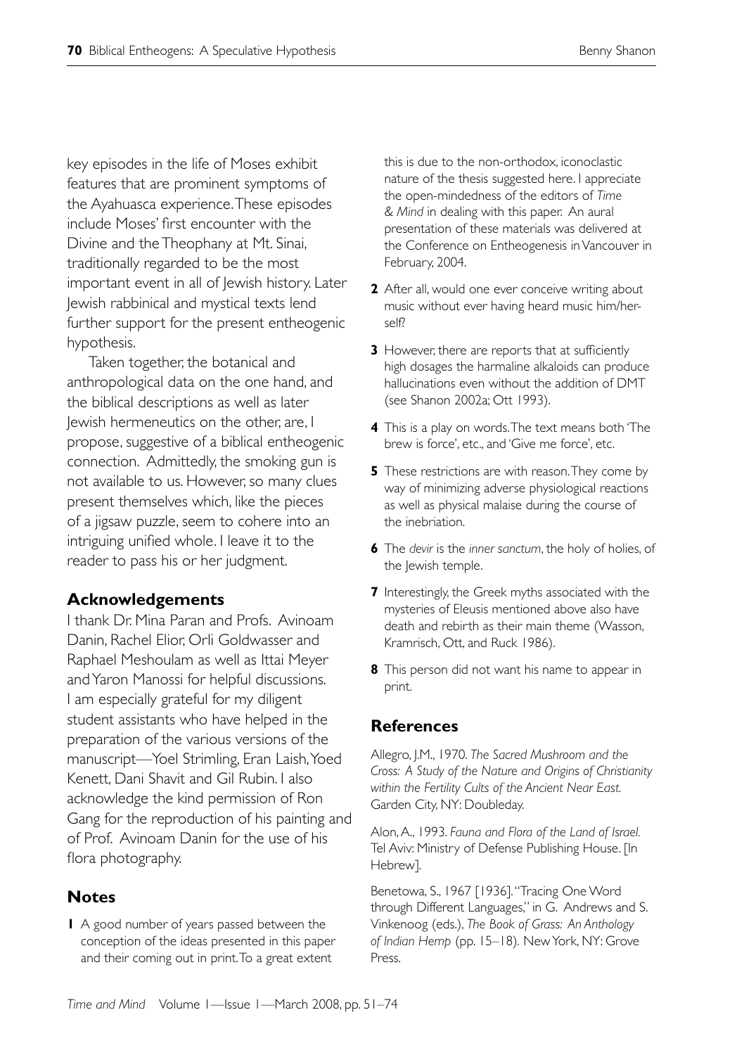key episodes in the life of Moses exhibit features that are prominent symptoms of the Ayahuasca experience. These episodes include Moses' first encounter with the Divine and the Theophany at Mt. Sinai, traditionally regarded to be the most important event in all of Jewish history. Later Jewish rabbinical and mystical texts lend further support for the present entheogenic hypothesis.

Taken together, the botanical and anthropological data on the one hand, and the biblical descriptions as well as later Jewish hermeneutics on the other, are, I propose, suggestive of a biblical entheogenic connection. Admittedly, the smoking gun is not available to us. However, so many clues present themselves which, like the pieces of a jigsaw puzzle, seem to cohere into an intriguing unified whole. I leave it to the reader to pass his or her judgment.

## Acknowledgements

I thank Dr. Mina Paran and Profs. Avinoam Danin, Rachel Elior, Orli Goldwasser and Raphael Meshoulam as well as Ittai Meyer and Yaron Manossi for helpful discussions. I am especially grateful for my diligent student assistants who have helped in the preparation of the various versions of the manuscript—Yoel Strimling, Eran Laish, Yoed Kenett, Dani Shavit and Gil Rubin. I also acknowledge the kind permission of Ron Gang for the reproduction of his painting and of Prof. Avinoam Danin for the use of his flora photography.

## Notes

**1** A good number of years passed between the conception of the ideas presented in this paper and their coming out in print. To a great extent this is due to the non-orthodox, iconoclastic nature of the thesis suggested here. I appreciate the open-mindedness of the editors of *Time & Mind* in dealing with this paper. An aural presentation of these materials was delivered at the Conference on Entheogenesis in Vancouver in February, 2004.

**2** After all, would one ever conceive writing about music without ever having heard music him/herself?

**3** However, there are reports that at sufficiently high dosages the harmaline alkaloids can produce hallucinations even without the addition of DMT (see Shanon 2002a; Ott 1993).

**4** This is a play on words. The text means both 'The brew is force', etc., and 'Give me force', etc.

**5** These restrictions are with reason. They come by way of minimizing adverse physiological reactions as well as physical malaise during the course of the inebriation.

**6** The *devir* is the *inner sanctum*, the holy of holies, of the Jewish temple.

**7** Interestingly, the Greek myths associated with the mysteries of Eleusis mentioned above also have death and rebirth as their main theme (Wasson, Kramrisch, Ott, and Ruck 1986).

**8** This person did not want his name to appear in print.

## References

Allegro, J.M., 1970. *The Sacred Mushroom and the Cross: A Study of the Nature and Origins of Christianity within the Fertility Cults of the Ancient Near East.* Garden City, NY: Doubleday.

Alon, A., 1993. *Fauna and Flora of the Land of Israel.* Tel Aviv: Ministry of Defense Publishing House. [In Hebrew].

Benetowa, S., 1967 [1936]. "Tracing One Word through Different Languages," in G. Andrews and S. Vinkenoog (eds.), *The Book of Grass: An Anthology of Indian Hemp* (pp. 15–18). New York, NY: Grove Press.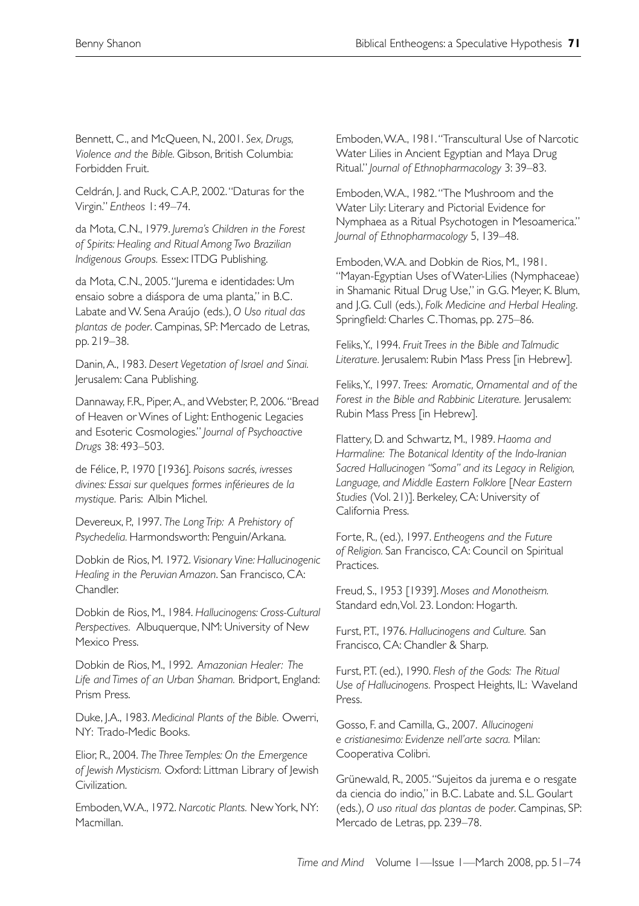Bennett, C., and McQueen, N., 2001. *Sex, Drugs, Violence and the Bible.* Gibson, British Columbia: Forbidden Fruit.

Celdrán, J. and Ruck, C.A.P., 2002. "Daturas for the Virgin." *Entheos* 1: 49–74.

da Mota, C.N., 1979. *Jurema's Children in the Forest of Spirits: Healing and Ritual Among Two Brazilian Indigenous Groups.* Essex: ITDG Publishing.

da Mota, C.N., 2005. "Jurema e identidades: Um ensaio sobre a diáspora de uma planta," in B.C. Labate and W. Sena Araújo (eds.), *O Uso ritual das plantas de poder*. Campinas, SP: Mercado de Letras, pp. 219–38.

Danin, A., 1983. *Desert Vegetation of Israel and Sinai.* Jerusalem: Cana Publishing.

Dannaway, F.R., Piper, A., and Webster, P., 2006. "Bread of Heaven or Wines of Light: Enthogenic Legacies and Esoteric Cosmologies." *Journal of Psychoactive Drugs* 38: 493–503.

de Félice, P., 1970 [1936]. *Poisons sacrés, ivresses divines: Essai sur quelques formes inférieures de la mystique.* Paris: Albin Michel.

Devereux, P., 1997. *The Long Trip: A Prehistory of Psychedelia.* Harmondsworth: Penguin/Arkana.

Dobkin de Rios, M. 1972. *Visionary Vine: Hallucinogenic Healing in the Peruvian Amazon*. San Francisco, CA: Chandler.

Dobkin de Rios, M., 1984. *Hallucinogens: Cross-Cultural Perspectives.* Albuquerque, NM: University of New Mexico Press.

Dobkin de Rios, M., 1992. *Amazonian Healer: The Life and Times of an Urban Shaman.* Bridport, England: Prism Press.

Duke, J.A., 1983. *Medicinal Plants of the Bible.* Owerri, NY: Trado-Medic Books.

Elior, R., 2004. *The Three Temples: On the Emergence of Jewish Mysticism.* Oxford: Littman Library of Jewish Civilization.

Emboden, W.A., 1972. *Narcotic Plants.* New York, NY: Macmillan.

Emboden, W.A., 1981. "Transcultural Use of Narcotic Water Lilies in Ancient Egyptian and Maya Drug Ritual." *Journal of Ethnopharmacology* 3: 39–83.

Emboden, W.A., 1982. "The Mushroom and the Water Lily: Literary and Pictorial Evidence for Nymphaea as a Ritual Psychotogen in Mesoamerica." *Journal of Ethnopharmacology* 5, 139–48.

Emboden, W.A. and Dobkin de Rios, M., 1981. "Mayan-Egyptian Uses of Water-Lilies (Nymphaceae) in Shamanic Ritual Drug Use," in G.G. Meyer, K. Blum, and J.G. Cull (eds.), *Folk Medicine and Herbal Healing*. Springfield: Charles C. Thomas, pp. 275–86.

Feliks, Y., 1994. *Fruit Trees in the Bible and Talmudic Literature.* Jerusalem: Rubin Mass Press [in Hebrew].

Feliks, Y., 1997. *Trees: Aromatic, Ornamental and of the Forest in the Bible and Rabbinic Literature.* Jerusalem: Rubin Mass Press [in Hebrew].

Flattery, D. and Schwartz, M., 1989. *Haoma and Harmaline: The Botanical Identity of the Indo-Iranian Sacred Hallucinogen "Soma" and its Legacy in Religion, Language, and Middle Eastern Folklore* [*Near Eastern Studies* (Vol. 21)]. Berkeley, CA: University of California Press.

Forte, R., (ed.), 1997. *Entheogens and the Future of Religion.* San Francisco, CA: Council on Spiritual Practices.

Freud, S., 1953 [1939]. *Moses and Monotheism.* Standard edn, Vol. 23. London: Hogarth.

Furst, P.T., 1976. *Hallucinogens and Culture.* San Francisco, CA: Chandler & Sharp.

Furst, P.T. (ed.), 1990. *Flesh of the Gods: The Ritual Use of Hallucinogens.* Prospect Heights, IL: Waveland Press.

Gosso, F. and Camilla, G., 2007. *Allucinogeni e cristianesimo: Evidenze nell'arte sacra.* Milan: Cooperativa Colibri.

Grünewald, R., 2005. "Sujeitos da jurema e o resgate da ciencia do indio," in B.C. Labate and. S.L. Goulart (eds.), *O uso ritual das plantas de poder*. Campinas, SP: Mercado de Letras, pp. 239–78.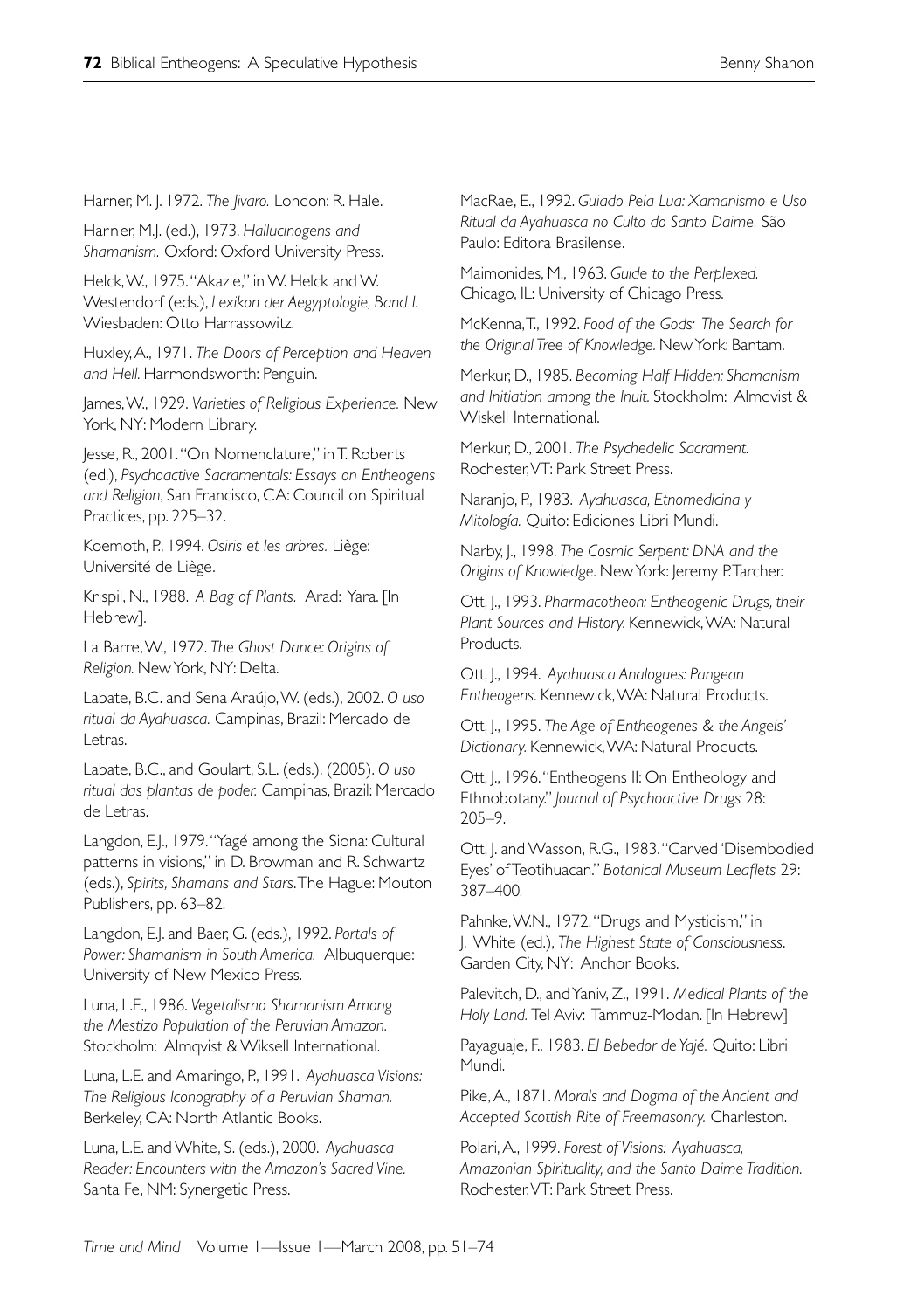Harner, M. J. 1972. *The Jivaro.* London: R. Hale.

Harner, M.J. (ed.), 1973. *Hallucinogens and Shamanism.* Oxford: Oxford University Press.

Helck, W., 1975. "Akazie," in W. Helck and W. Westendorf (eds.), *Lexikon der Aegyptologie, Band I.* Wiesbaden: Otto Harrassowitz.

Huxley, A., 1971. *The Doors of Perception and Heaven and Hell.* Harmondsworth: Penguin.

James, W., 1929. *Varieties of Religious Experience.* New York, NY: Modern Library.

Jesse, R., 2001. "On Nomenclature," in T. Roberts (ed.), *Psychoactive Sacramentals: Essays on Entheogens and Religion*, San Francisco, CA: Council on Spiritual Practices, pp. 225–32.

Koemoth, P., 1994. *Osiris et les arbres.* Liège: Université de Liège.

Krispil, N., 1988. *A Bag of Plants.* Arad: Yara. [In Hebrew].

La Barre, W., 1972. *The Ghost Dance: Origins of Religion.* New York, NY: Delta.

Labate, B.C. and Sena Araújo, W. (eds.), 2002. *O uso ritual da Ayahuasca.* Campinas, Brazil: Mercado de Letras.

Labate, B.C., and Goulart, S.L. (eds.). (2005). *O uso ritual das plantas de poder.* Campinas, Brazil: Mercado de Letras.

Langdon, E.J., 1979. "Yagé among the Siona: Cultural patterns in visions," in D. Browman and R. Schwartz (eds.), *Spirits, Shamans and Stars*. The Hague: Mouton Publishers, pp. 63–82.

Langdon, E.J. and Baer, G. (eds.), 1992. *Portals of Power: Shamanism in South America.* Albuquerque: University of New Mexico Press.

Luna, L.E., 1986. *Vegetalismo Shamanism Among the Mestizo Population of the Peruvian Amazon.* Stockholm: Almqvist & Wiksell International.

Luna, L.E. and Amaringo, P., 1991. *Ayahuasca Visions: The Religious Iconography of a Peruvian Shaman.* Berkeley, CA: North Atlantic Books.

Luna, L.E. and White, S. (eds.), 2000. *Ayahuasca Reader: Encounters with the Amazon's Sacred Vine.* Santa Fe, NM: Synergetic Press.

MacRae, E., 1992. *Guiado Pela Lua: Xamanismo e Uso Ritual da Ayahuasca no Culto do Santo Daime.* São Paulo: Editora Brasilense.

Maimonides, M., 1963. *Guide to the Perplexed.* Chicago, IL: University of Chicago Press.

McKenna, T., 1992. *Food of the Gods: The Search for the Original Tree of Knowledge.* New York: Bantam.

Merkur, D., 1985. *Becoming Half Hidden: Shamanism and Initiation among the Inuit.* Stockholm: Almqvist & Wiskell International.

Merkur, D., 2001. *The Psychedelic Sacrament.* Rochester, VT: Park Street Press.

Naranjo, P., 1983. *Ayahuasca, Etnomedicina y Mitología.* Quito: Ediciones Libri Mundi.

Narby, J., 1998. *The Cosmic Serpent: DNA and the Origins of Knowledge.* New York: Jeremy P. Tarcher.

Ott, J., 1993. *Pharmacotheon: Entheogenic Drugs, their Plant Sources and History.* Kennewick, WA: Natural Products.

Ott, J., 1994. *Ayahuasca Analogues: Pangean Entheogens.* Kennewick, WA: Natural Products.

Ott, J., 1995. *The Age of Entheogenes & the Angels' Dictionary.* Kennewick, WA: Natural Products.

Ott, J., 1996. "Entheogens II: On Entheology and Ethnobotany." *Journal of Psychoactive Drugs* 28: 205–9.

Ott, J. and Wasson, R.G., 1983. "Carved 'Disembodied Eyes' of Teotihuacan." *Botanical Museum Leaflets* 29: 387–400.

Pahnke, W.N., 1972. "Drugs and Mysticism," in J. White (ed.), *The Highest State of Consciousness*. Garden City, NY: Anchor Books.

Palevitch, D., and Yaniv, Z., 1991. *Medical Plants of the Holy Land.* Tel Aviv: Tammuz-Modan. [In Hebrew]

Payaguaje, F., 1983. *El Bebedor de Yajé.* Quito: Libri Mundi.

Pike, A., 1871. *Morals and Dogma of the Ancient and Accepted Scottish Rite of Freemasonry.* Charleston.

Polari, A., 1999. *Forest of Visions: Ayahuasca, Amazonian Spirituality, and the Santo Daime Tradition.* Rochester, VT: Park Street Press.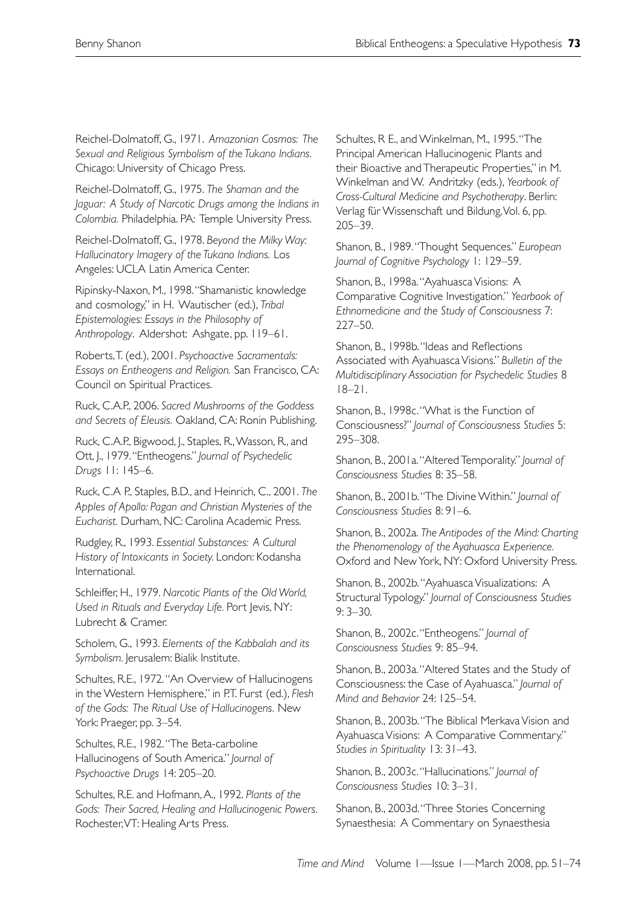Reichel-Dolmatoff, G., 1971. *Amazonian Cosmos: The Sexual and Religious Symbolism of the Tukano Indians.* Chicago: University of Chicago Press.

Reichel-Dolmatoff, G., 1975. *The Shaman and the Jaguar: A Study of Narcotic Drugs among the Indians in Colombia.* Philadelphia. PA: Temple University Press.

Reichel-Dolmatoff, G., 1978. *Beyond the Milky Way: Hallucinatory Imagery of the Tukano Indians.* Los Angeles: UCLA Latin America Center.

Ripinsky-Naxon, M., 1998. "Shamanistic knowledge and cosmology," in H. Wautischer (ed.), *Tribal Epistemologies: Essays in the Philosophy of Anthropology*. Aldershot: Ashgate, pp. 119–61.

Roberts, T. (ed.), 2001. *Psychoactive Sacramentals: Essays on Entheogens and Religion.* San Francisco, CA: Council on Spiritual Practices.

Ruck, C.A.P., 2006. *Sacred Mushrooms of the Goddess and Secrets of Eleusis.* Oakland, CA: Ronin Publishing.

Ruck, C.A.P., Bigwood, J., Staples, R., Wasson, R., and Ott, J., 1979. "Entheogens." *Journal of Psychedelic Drugs* 11: 145–6.

Ruck, C.A P., Staples, B.D., and Heinrich, C., 2001. *The Apples of Apollo: Pagan and Christian Mysteries of the Eucharist.* Durham, NC: Carolina Academic Press.

Rudgley, R., 1993. *Essential Substances: A Cultural History of Intoxicants in Society.* London: Kodansha International.

Schleiffer, H., 1979. *Narcotic Plants of the Old World, Used in Rituals and Everyday Life.* Port Jevis, NY: Lubrecht & Cramer.

Scholem, G., 1993. *Elements of the Kabbalah and its Symbolism.* Jerusalem: Bialik Institute.

Schultes, R.E., 1972. "An Overview of Hallucinogens in the Western Hemisphere," in P.T. Furst (ed.), *Flesh of the Gods: The Ritual Use of Hallucinogens.* New York: Praeger, pp. 3–54.

Schultes, R.E., 1982. "The Beta-carboline Hallucinogens of South America." *Journal of Psychoactive Drugs* 14: 205–20.

Schultes, R.E. and Hofmann, A., 1992. *Plants of the Gods: Their Sacred, Healing and Hallucinogenic Powers.* Rochester, VT: Healing Arts Press.

Schultes, R E., and Winkelman, M., 1995. "The Principal American Hallucinogenic Plants and their Bioactive and Therapeutic Properties," in M. Winkelman and W. Andritzky (eds.), *Yearbook of Cross-Cultural Medicine and Psychotherapy*. Berlin: Verlag für Wissenschaft und Bildung, Vol. 6, pp. 205–39.

Shanon, B., 1989. "Thought Sequences." *European Journal of Cognitive Psychology* 1: 129–59.

Shanon, B., 1998a. "Ayahuasca Visions: A Comparative Cognitive Investigation." *Yearbook of Ethnomedicine and the Study of Consciousness* 7: 227–50.

Shanon, B., 1998b. "Ideas and Reflections Associated with Ayahuasca Visions." *Bulletin of the Multidisciplinary Association for Psychedelic Studies* 8 18–21.

Shanon, B., 1998c. "What is the Function of Consciousness?" *Journal of Consciousness Studies* 5: 295–308.

Shanon, B., 2001a. "Altered Temporality." *Journal of Consciousness Studies* 8: 35–58.

Shanon, B., 2001b. "The Divine Within." *Journal of Consciousness Studies* 8: 91–6.

Shanon, B., 2002a. *The Antipodes of the Mind: Charting the Phenomenology of the Ayahuasca Experience.* Oxford and New York, NY: Oxford University Press.

Shanon, B., 2002b. "Ayahuasca Visualizations: A Structural Typology." *Journal of Consciousness Studies* 9: 3–30.

Shanon, B., 2002c. "Entheogens." *Journal of Consciousness Studies* 9: 85–94.

Shanon, B., 2003a. "Altered States and the Study of Consciousness: the Case of Ayahuasca." *Journal of Mind and Behavior* 24: 125–54.

Shanon, B., 2003b. "The Biblical Merkava Vision and Ayahuasca Visions: A Comparative Commentary." *Studies in Spirituality* 13: 31–43.

Shanon, B., 2003c. "Hallucinations." *Journal of Consciousness Studies* 10: 3–31.

Shanon, B., 2003d. "Three Stories Concerning Synaesthesia: A Commentary on Synaesthesia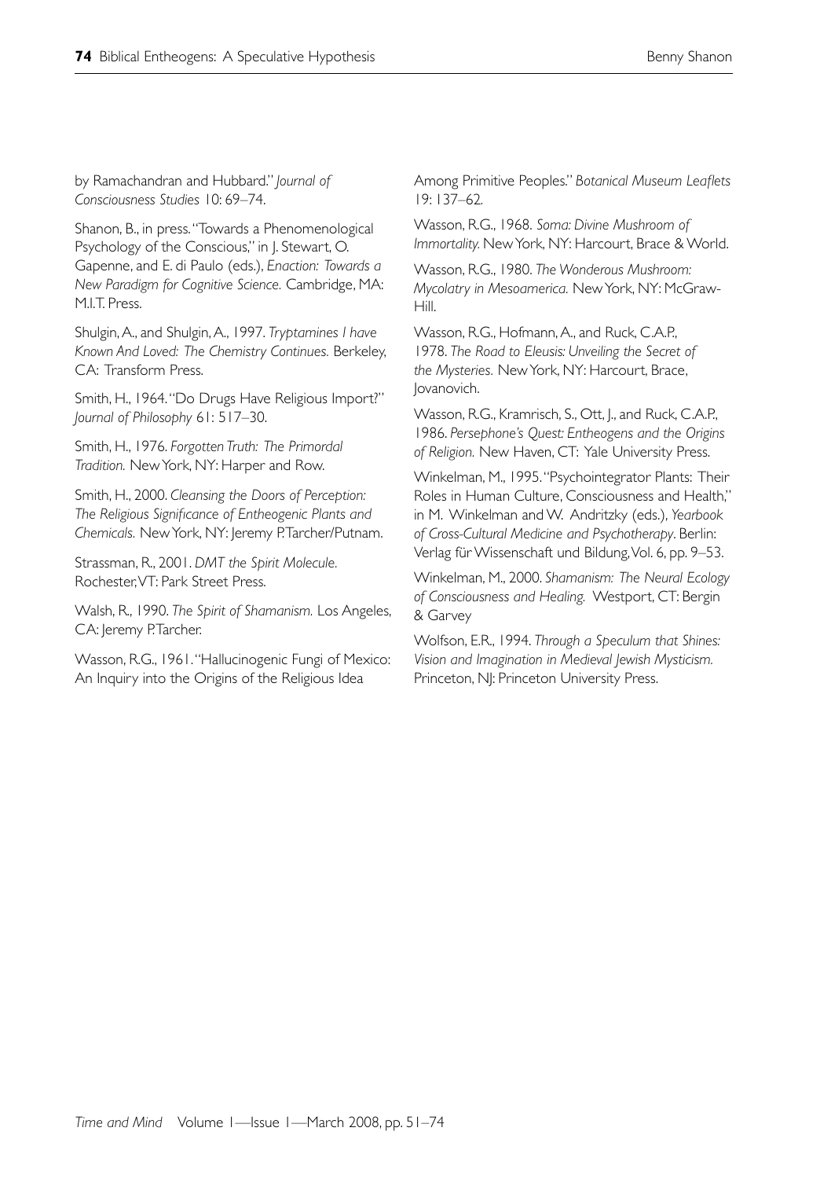by Ramachandran and Hubbard." *Journal of Consciousness Studies* 10: 69–74.

Shanon, B., in press. "Towards a Phenomenological Psychology of the Conscious," in J. Stewart, O. Gapenne, and E. di Paulo (eds.), *Enaction: Towards a New Paradigm for Cognitive Science.* Cambridge, MA: M.I.T. Press.

Shulgin, A., and Shulgin, A., 1997. *Tryptamines I have Known And Loved: The Chemistry Continues.* Berkeley, CA: Transform Press.

Smith, H., 1964. "Do Drugs Have Religious Import?" *Journal of Philosophy* 61: 517–30.

Smith, H., 1976. *Forgotten Truth: The Primordal Tradition.* New York, NY: Harper and Row.

Smith, H., 2000. *Cleansing the Doors of Perception: The Religious Significance of Entheogenic Plants and Chemicals.* New York, NY: Jeremy P. Tarcher/Putnam.

Strassman, R., 2001. *DMT the Spirit Molecule.* Rochester, VT: Park Street Press.

Walsh, R., 1990. *The Spirit of Shamanism.* Los Angeles, CA: Jeremy P. Tarcher.

Wasson, R.G., 1961. "Hallucinogenic Fungi of Mexico: An Inquiry into the Origins of the Religious Idea Among Primitive Peoples." *Botanical Museum Leaflets* 19: 137–62.

Wasson, R.G., 1968. *Soma: Divine Mushroom of Immortality.* New York, NY: Harcourt, Brace & World.

Wasson, R.G., 1980. *The Wonderous Mushroom: Mycolatry in Mesoamerica.* New York, NY: McGraw-Hill.

Wasson, R.G., Hofmann, A., and Ruck, C.A.P., 1978. *The Road to Eleusis: Unveiling the Secret of the Mysteries.* New York, NY: Harcourt, Brace, Jovanovich.

Wasson, R.G., Kramrisch, S., Ott, J., and Ruck, C.A.P., 1986. *Persephone's Quest: Entheogens and the Origins of Religion.* New Haven, CT: Yale University Press.

Winkelman, M., 1995. "Psychointegrator Plants: Their Roles in Human Culture, Consciousness and Health," in M. Winkelman and W. Andritzky (eds.), *Yearbook of Cross-Cultural Medicine and Psychotherapy*. Berlin: Verlag für Wissenschaft und Bildung, Vol. 6, pp. 9–53.

Winkelman, M., 2000. *Shamanism: The Neural Ecology of Consciousness and Healing.* Westport, CT: Bergin & Garvey

Wolfson, E.R., 1994. *Through a Speculum that Shines: Vision and Imagination in Medieval Jewish Mysticism.* Princeton, NJ: Princeton University Press.